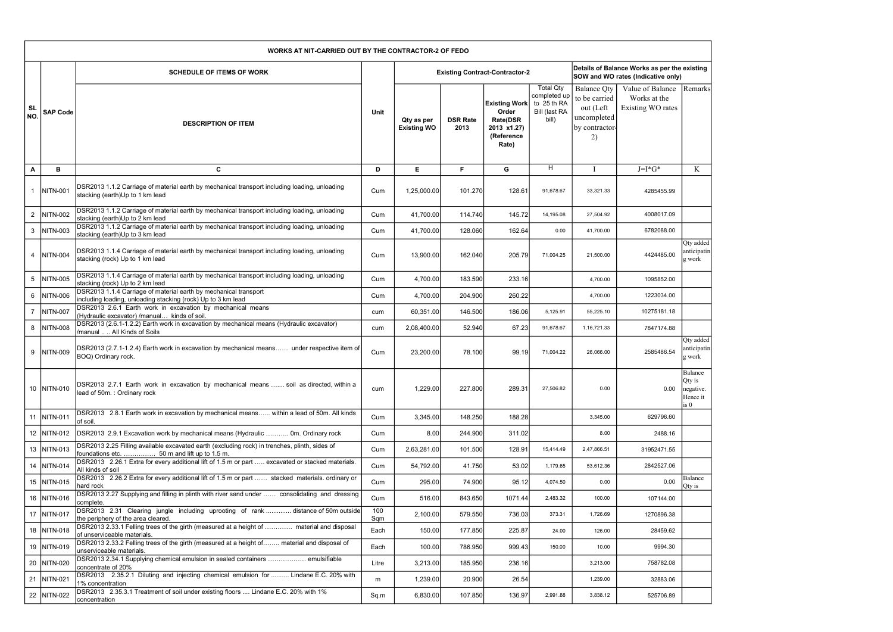| WORKS AT NIT-CARRIED OUT BY THE CONTRACTOR-2 OF FEDO | | | | | | | | | | |
|---|---|---|---|---|---|---|---|---|---|---|
| | | SCHEDULE OF ITEMS OF WORK | | Existing Contract-Contractor-2 | | | | Details of Balance Works as per the existing SOW and WO rates (Indicative only) | | |
| SL NO. | SAP Code | DESCRIPTION OF ITEM | Unit | Qty as per Existing WO | DSR Rate 2013 | Existing Work Order Rate(DSR 2013 x1.27) (Reference Rate) | Total Qty completed up to 25 th RA Bill (last RA bill) | Balance Qty to be carried out (Left uncompleted by contractor-2) | Value of Balance Works at the Existing WO rates | Remarks |
| A | B | C | D | E | F | G | H | I | J=I*G* | K |
| 1 | NITN-001 | DSR2013 1.1.2 Carriage of material earth by mechanical transport including loading, unloading stacking (earth)Up to 1 km lead | Cum | 1,25,000.00 | 101.270 | 128.61 | 91,678.67 | 33,321.33 | 4285455.99 | |
| 2 | NITN-002 | DSR2013 1.1.2 Carriage of material earth by mechanical transport including loading, unloading stacking (earth)Up to 2 km lead | Cum | 41,700.00 | 114.740 | 145.72 | 14,195.08 | 27,504.92 | 4008017.09 | |
| 3 | NITN-003 | DSR2013 1.1.2 Carriage of material earth by mechanical transport including loading, unloading stacking (earth)Up to 3 km lead | Cum | 41,700.00 | 128.060 | 162.64 | 0.00 | 41,700.00 | 6782088.00 | |
| 4 | NITN-004 | DSR2013 1.1.4 Carriage of material earth by mechanical transport including loading, unloading stacking (rock) Up to 1 km lead | Cum | 13,900.00 | 162.040 | 205.79 | 71,004.25 | 21,500.00 | 4424485.00 | Qty added anticipating work |
| 5 | NITN-005 | DSR2013 1.1.4 Carriage of material earth by mechanical transport including loading, unloading stacking (rock) Up to 2 km lead | Cum | 4,700.00 | 183.590 | 233.16 | | 4,700.00 | 1095852.00 | |
| 6 | NITN-006 | DSR2013 1.1.4 Carriage of material earth by mechanical transport including loading, unloading stacking (rock) Up to 3 km lead | Cum | 4,700.00 | 204.900 | 260.22 | | 4,700.00 | 1223034.00 | |
| 7 | NITN-007 | DSR2013 2.6.1 Earth work in excavation by mechanical means (Hydraulic excavator) /manual… kinds of soil. | cum | 60,351.00 | 146.500 | 186.06 | 5,125.91 | 55,225.10 | 10275181.18 | |
| 8 | NITN-008 | DSR2013 (2.6.1-1.2.2) Earth work in excavation by mechanical means (Hydraulic excavator) /manual .. .. All Kinds of Soils | cum | 2,08,400.00 | 52.940 | 67.23 | 91,678.67 | 1,16,721.33 | 7847174.88 | |
| 9 | NITN-009 | DSR2013 (2.7.1-1.2.4) Earth work in excavation by mechanical means…… under respective item of BOQ) Ordinary rock. | Cum | 23,200.00 | 78.100 | 99.19 | 71,004.22 | 26,066.00 | 2585486.54 | Qty added anticipating work |
| 10 | NITN-010 | DSR2013 2.7.1 Earth work in excavation by mechanical means ....... soil as directed, within a lead of 50m. : Ordinary rock | cum | 1,229.00 | 227.800 | 289.31 | 27,506.82 | 0.00 | 0.00 | Balance Qty is negative. Hence it is 0 |
| 11 | NITN-011 | DSR2013 2.8.1 Earth work in excavation by mechanical means…… within a lead of 50m. All kinds of soil. | Cum | 3,345.00 | 148.250 | 188.28 | | 3,345.00 | 629796.60 | |
| 12 | NITN-012 | DSR2013 2.9.1 Excavation work by mechanical means (Hydraulic ……….. 0m. Ordinary rock | Cum | 8.00 | 244.900 | 311.02 | | 8.00 | 2488.16 | |
| 13 | NITN-013 | DSR2013 2.25 Filling available excavated earth (excluding rock) in trenches, plinth, sides of foundations etc. …………… 50 m and lift up to 1.5 m. | Cum | 2,63,281.00 | 101.500 | 128.91 | 15,414.49 | 2,47,866.51 | 31952471.55 | |
| 14 | NITN-014 | DSR2013 2.26.1 Extra for every additional lift of 1.5 m or part ….. excavated or stacked materials. All kinds of soil | Cum | 54,792.00 | 41.750 | 53.02 | 1,179.65 | 53,612.36 | 2842527.06 | |
| 15 | NITN-015 | DSR2013 2.26.2 Extra for every additional lift of 1.5 m or part …… stacked materials. ordinary or hard rock | Cum | 295.00 | 74.900 | 95.12 | 4,074.50 | 0.00 | 0.00 | Balance Qty is |
| 16 | NITN-016 | DSR2013 2.27 Supplying and filling in plinth with river sand under …… consolidating and dressing complete. | Cum | 516.00 | 843.650 | 1071.44 | 2,483.32 | 100.00 | 107144.00 | |
| 17 | NITN-017 | DSR2013 2.31 Clearing jungle including uprooting of rank ............. distance of 50m outside the periphery of the area cleared. | 100 Sqm | 2,100.00 | 579.550 | 736.03 | 373.31 | 1,726.69 | 1270896.38 | |
| 18 | NITN-018 | DSR2013 2.33.1 Felling trees of the girth (measured at a height of …………. material and disposal of unserviceable materials. | Each | 150.00 | 177.850 | 225.87 | 24.00 | 126.00 | 28459.62 | |
| 19 | NITN-019 | DSR2013 2.33.2 Felling trees of the girth (measured at a height of…….. material and disposal of unserviceable materials. | Each | 100.00 | 786.950 | 999.43 | 150.00 | 10.00 | 9994.30 | |
| 20 | NITN-020 | DSR2013 2.34.1 Supplying chemical emulsion in sealed containers ……………… emulsifiable concentrate of 20% | Litre | 3,213.00 | 185.950 | 236.16 | | 3,213.00 | 758782.08 | |
| 21 | NITN-021 | DSR2013 2.35.2.1 Diluting and injecting chemical emulsion for .......... Lindane E.C. 20% with 1% concentration | m | 1,239.00 | 20.900 | 26.54 | | 1,239.00 | 32883.06 | |
| 22 | NITN-022 | DSR2013 2.35.3.1 Treatment of soil under existing floors .... Lindane E.C. 20% with 1% concentration | Sq.m | 6,830.00 | 107.850 | 136.97 | 2,991.88 | 3,838.12 | 525706.89 | |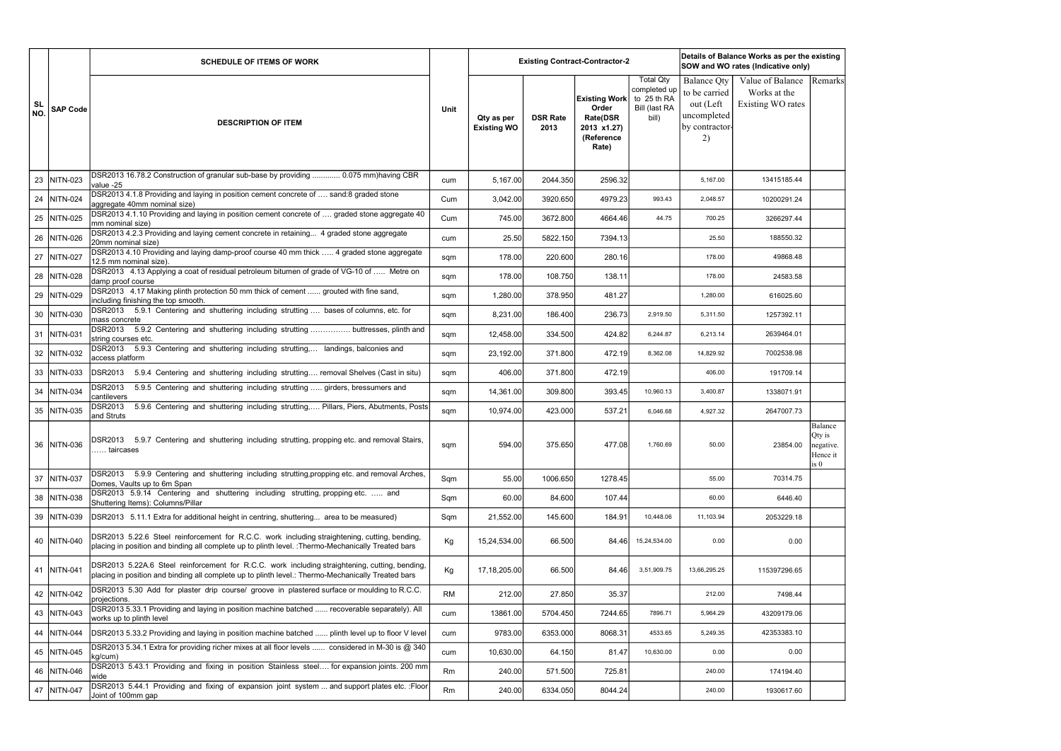| SL NO. | SAP Code | SCHEDULE OF ITEMS OF WORK | Unit | Existing Contract-Contractor-2 | | | | Details of Balance Works as per the existing SOW and WO rates (Indicative only) | | |
|---|---|---|---|---|---|---|---|---|---|---|
| | | DESCRIPTION OF ITEM | | Qty as per Existing WO | DSR Rate 2013 | Existing Work Order Rate(DSR 2013 x1.27) (Reference Rate) | Total Qty completed up to 25 th RA Bill (last RA bill) | Balance Qty to be carried out (Left uncompleted by contractor-2) | Value of Balance Works at the Existing WO rates | Remarks |
| 23 | NITN-023 | DSR2013 16.78.2 Construction of granular sub-base by providing ............ 0.075 mm)having CBR value -25 | cum | 5,167.00 | 2044.350 | 2596.32 | | 5,167.00 | 13415185.44 | |
| 24 | NITN-024 | DSR2013 4.1.8 Providing and laying in position cement concrete of .... sand:8 graded stone aggregate 40mm nominal size) | Cum | 3,042.00 | 3920.650 | 4979.23 | 993.43 | 2,048.57 | 10200291.24 | |
| 25 | NITN-025 | DSR2013 4.1.10 Providing and laying in position cement concrete of .... graded stone aggregate 40 mm nominal size) | Cum | 745.00 | 3672.800 | 4664.46 | 44.75 | 700.25 | 3266297.44 | |
| 26 | NITN-026 | DSR2013 4.2.3 Providing and laying cement concrete in retaining... 4 graded stone aggregate 20mm nominal size) | cum | 25.50 | 5822.150 | 7394.13 | | 25.50 | 188550.32 | |
| 27 | NITN-027 | DSR2013 4.10 Providing and laying damp-proof course 40 mm thick ..... 4 graded stone aggregate 12.5 mm nominal size). | sqm | 178.00 | 220.600 | 280.16 | | 178.00 | 49868.48 | |
| 28 | NITN-028 | DSR2013 4.13 Applying a coat of residual petroleum bitumen of grade of VG-10 of ..... Metre on damp proof course | sqm | 178.00 | 108.750 | 138.11 | | 178.00 | 24583.58 | |
| 29 | NITN-029 | DSR2013 4.17 Making plinth protection 50 mm thick of cement ...... grouted with fine sand, including finishing the top smooth. | sqm | 1,280.00 | 378.950 | 481.27 | | 1,280.00 | 616025.60 | |
| 30 | NITN-030 | DSR2013 5.9.1 Centering and shuttering including strutting .... bases of columns, etc. for mass concrete | sqm | 8,231.00 | 186.400 | 236.73 | 2,919.50 | 5,311.50 | 1257392.11 | |
| 31 | NITN-031 | DSR2013 5.9.2 Centering and shuttering including strutting ................ buttresses, plinth and string courses etc. | sqm | 12,458.00 | 334.500 | 424.82 | 6,244.87 | 6,213.14 | 2639464.01 | |
| 32 | NITN-032 | DSR2013 5.9.3 Centering and shuttering including strutting,... landings, balconies and access platform | sqm | 23,192.00 | 371.800 | 472.19 | 8,362.08 | 14,829.92 | 7002538.98 | |
| 33 | NITN-033 | DSR2013 5.9.4 Centering and shuttering including strutting.... removal Shelves (Cast in situ) | sqm | 406.00 | 371.800 | 472.19 | | 406.00 | 191709.14 | |
| 34 | NITN-034 | DSR2013 5.9.5 Centering and shuttering including strutting ..... girders, bressumers and cantilevers | sqm | 14,361.00 | 309.800 | 393.45 | 10,960.13 | 3,400.87 | 1338071.91 | |
| 35 | NITN-035 | DSR2013 5.9.6 Centering and shuttering including strutting,.... Pillars, Piers, Abutments, Posts and Struts | sqm | 10,974.00 | 423.000 | 537.21 | 6,046.68 | 4,927.32 | 2647007.73 | |
| 36 | NITN-036 | DSR2013 5.9.7 Centering and shuttering including strutting, propping etc. and removal Stairs, ...... taircases | sqm | 594.00 | 375.650 | 477.08 | 1,760.69 | 50.00 | 23854.00 | Balance Qty is negative. Hence it is 0 |
| 37 | NITN-037 | DSR2013 5.9.9 Centering and shuttering including strutting,propping etc. and removal Arches, Domes, Vaults up to 6m Span | Sqm | 55.00 | 1006.650 | 1278.45 | | 55.00 | 70314.75 | |
| 38 | NITN-038 | DSR2013 5.9.14 Centering and shuttering including strutting, propping etc. ..... and Shuttering Items): Columns/Pillar | Sqm | 60.00 | 84.600 | 107.44 | | 60.00 | 6446.40 | |
| 39 | NITN-039 | DSR2013 5.11.1 Extra for additional height in centring, shuttering... area to be measured) | Sqm | 21,552.00 | 145.600 | 184.91 | 10,448.06 | 11,103.94 | 2053229.18 | |
| 40 | NITN-040 | DSR2013 5.22.6 Steel reinforcement for R.C.C. work including straightening, cutting, bending, placing in position and binding all complete up to plinth level. :Thermo-Mechanically Treated bars | Kg | 15,24,534.00 | 66.500 | 84.46 | 15,24,534.00 | 0.00 | 0.00 | |
| 41 | NITN-041 | DSR2013 5.22A.6 Steel reinforcement for R.C.C. work including straightening, cutting, bending, placing in position and binding all complete up to plinth level.: Thermo-Mechanically Treated bars | Kg | 17,18,205.00 | 66.500 | 84.46 | 3,51,909.75 | 13,66,295.25 | 115397296.65 | |
| 42 | NITN-042 | DSR2013 5.30 Add for plaster drip course/ groove in plastered surface or moulding to R.C.C. projections. | RM | 212.00 | 27.850 | 35.37 | | 212.00 | 7498.44 | |
| 43 | NITN-043 | DSR2013 5.33.1 Providing and laying in position machine batched ...... recoverable separately). All works up to plinth level | cum | 13861.00 | 5704.450 | 7244.65 | 7896.71 | 5,964.29 | 43209179.06 | |
| 44 | NITN-044 | DSR2013 5.33.2 Providing and laying in position machine batched ...... plinth level up to floor V level | cum | 9783.00 | 6353.000 | 8068.31 | 4533.65 | 5,249.35 | 42353383.10 | |
| 45 | NITN-045 | DSR2013 5.34.1 Extra for providing richer mixes at all floor levels ...... considered in M-30 is @ 340 kg/cum) | cum | 10,630.00 | 64.150 | 81.47 | 10,630.00 | 0.00 | 0.00 | |
| 46 | NITN-046 | DSR2013 5.43.1 Providing and fixing in position Stainless steel.... for expansion joints. 200 mm wide | Rm | 240.00 | 571.500 | 725.81 | | 240.00 | 174194.40 | |
| 47 | NITN-047 | DSR2013 5.44.1 Providing and fixing of expansion joint system ... and support plates etc. :Floor Joint of 100mm gap | Rm | 240.00 | 6334.050 | 8044.24 | | 240.00 | 1930617.60 | |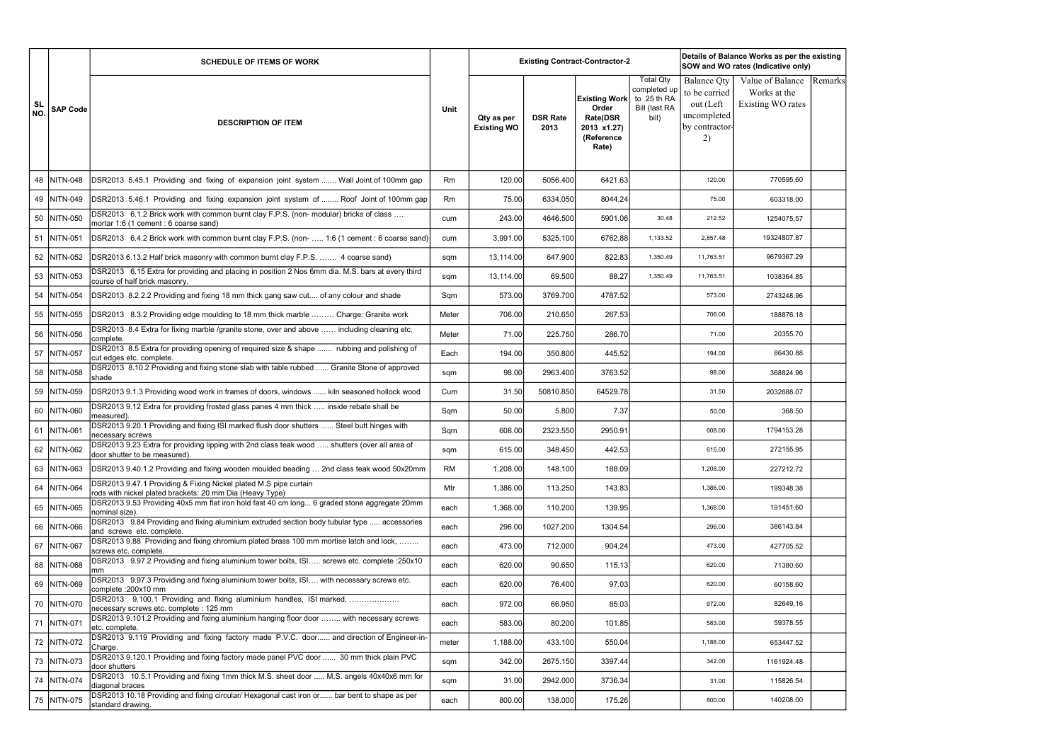| SL NO. | SAP Code | SCHEDULE OF ITEMS OF WORK | Unit | Existing Contract-Contractor-2 | | | | Details of Balance Works as per the existing SOW and WO rates (Indicative only) | | |
|---|---|---|---|---|---|---|---|---|---|---|
| | | DESCRIPTION OF ITEM | | Qty as per Existing WO | DSR Rate 2013 | Existing Work Order Rate(DSR 2013 x1.27) (Reference Rate) | Total Qty completed up to 25 th RA Bill (last RA bill) | Balance Qty to be carried out (Left uncompleted by contractor-2) | Value of Balance Works at the Existing WO rates | Remarks |
| 48 | NITN-048 | DSR2013 5.45.1 Providing and fixing of expansion joint system ....... Wall Joint of 100mm gap | Rm | 120.00 | 5056.400 | 6421.63 | | 120.00 | 770595.60 | |
| 49 | NITN-049 | DSR2013 5.46.1 Providing and fixing expansion joint system of ........ Roof Joint of 100mm gap | Rm | 75.00 | 6334.050 | 8044.24 | | 75.00 | 603318.00 | |
| 50 | NITN-050 | DSR2013 6.1.2 Brick work with common burnt clay F.P.S. (non- modular) bricks of class …. mortar 1:6 (1 cement : 6 coarse sand) | cum | 243.00 | 4646.500 | 5901.06 | 30.48 | 212.52 | 1254075.57 | |
| 51 | NITN-051 | DSR2013 6.4.2 Brick work with common burnt clay F.P.S. (non- ….. 1:6 (1 cement : 6 coarse sand) | cum | 3,991.00 | 5325.100 | 6762.88 | 1,133.52 | 2,857.48 | 19324807.87 | |
| 52 | NITN-052 | DSR2013 6.13.2 Half brick masonry with common burnt clay F.P.S. ……. 4 coarse sand) | sqm | 13,114.00 | 647.900 | 822.83 | 1,350.49 | 11,763.51 | 9679367.29 | |
| 53 | NITN-053 | DSR2013 6.15 Extra for providing and placing in position 2 Nos 6mm dia. M.S. bars at every third course of half brick masonry. | sqm | 13,114.00 | 69.500 | 88.27 | 1,350.49 | 11,763.51 | 1038364.85 | |
| 54 | NITN-054 | DSR2013 8.2.2.2 Providing and fixing 18 mm thick gang saw cut.... of any colour and shade | Sqm | 573.00 | 3769.700 | 4787.52 | | 573.00 | 2743248.96 | |
| 55 | NITN-055 | DSR2013 8.3.2 Providing edge moulding to 18 mm thick marble ……… Charge: Granite work | Meter | 706.00 | 210.650 | 267.53 | | 706.00 | 188876.18 | |
| 56 | NITN-056 | DSR2013 8.4 Extra for fixing marble /granite stone, over and above …… including cleaning etc. complete. | Meter | 71.00 | 225.750 | 286.70 | | 71.00 | 20355.70 | |
| 57 | NITN-057 | DSR2013 8.5 Extra for providing opening of required size & shape ....... rubbing and polishing of cut edges etc. complete. | Each | 194.00 | 350.800 | 445.52 | | 194.00 | 86430.88 | |
| 58 | NITN-058 | DSR2013 8.10.2 Providing and fixing stone slab with table rubbed ...... Granite Stone of approved shade | sqm | 98.00 | 2963.400 | 3763.52 | | 98.00 | 368824.96 | |
| 59 | NITN-059 | DSR2013 9.1.3 Providing wood work in frames of doors, windows ...... kiln seasoned hollock wood | Cum | 31.50 | 50810.850 | 64529.78 | | 31.50 | 2032688.07 | |
| 60 | NITN-060 | DSR2013 9.12 Extra for providing frosted glass panes 4 mm thick ….. inside rebate shall be measured). | Sqm | 50.00 | 5.800 | 7.37 | | 50.00 | 368.50 | |
| 61 | NITN-061 | DSR2013 9.20.1 Providing and fixing ISI marked flush door shutters ...... Steel butt hinges with necessary screws | Sqm | 608.00 | 2323.550 | 2950.91 | | 608.00 | 1794153.28 | |
| 62 | NITN-062 | DSR2013 9.23 Extra for providing lipping with 2nd class teak wood ….. shutters (over all area of door shutter to be measured). | sqm | 615.00 | 348.450 | 442.53 | | 615.00 | 272155.95 | |
| 63 | NITN-063 | DSR2013 9.40.1.2 Providing and fixing wooden moulded beading … 2nd class teak wood 50x20mm | RM | 1,208.00 | 148.100 | 188.09 | | 1,208.00 | 227212.72 | |
| 64 | NITN-064 | DSR2013 9.47.1 Providing & Fixing Nickel plated M.S pipe curtain rods with nickel plated brackets: 20 mm Dia (Heavy Type) | Mtr | 1,386.00 | 113.250 | 143.83 | | 1,386.00 | 199348.38 | |
| 65 | NITN-065 | DSR2013 9.53 Providing 40x5 mm flat iron hold fast 40 cm long... 6 graded stone aggregate 20mm nominal size). | each | 1,368.00 | 110.200 | 139.95 | | 1,368.00 | 191451.60 | |
| 66 | NITN-066 | DSR2013 9.84 Providing and fixing aluminium extruded section body tubular type ..... accessories and screws etc. complete. | each | 296.00 | 1027.200 | 1304.54 | | 296.00 | 386143.84 | |
| 67 | NITN-067 | DSR2013 9.88 Providing and fixing chromium plated brass 100 mm mortise latch and lock, …….. screws etc. complete. | each | 473.00 | 712.000 | 904.24 | | 473.00 | 427705.52 | |
| 68 | NITN-068 | DSR2013 9.97.2 Providing and fixing aluminium tower bolts, ISI….. screws etc. complete :250x10 mm | each | 620.00 | 90.650 | 115.13 | | 620.00 | 71380.60 | |
| 69 | NITN-069 | DSR2013 9.97.3 Providing and fixing aluminium tower bolts, ISI…. with necessary screws etc. complete :200x10 mm | each | 620.00 | 76.400 | 97.03 | | 620.00 | 60158.60 | |
| 70 | NITN-070 | DSR2013 9.100.1 Providing and fixing aluminium handles, ISI marked, ……………….. necessary screws etc. complete : 125 mm | each | 972.00 | 66.950 | 85.03 | | 972.00 | 82649.16 | |
| 71 | NITN-071 | DSR2013 9.101.2 Providing and fixing aluminium hanging floor door …….. with necessary screws etc. complete. | each | 583.00 | 80.200 | 101.85 | | 583.00 | 59378.55 | |
| 72 | NITN-072 | DSR2013 9.119 Providing and fixing factory made P.V.C. door...... and direction of Engineer-in-Charge. | meter | 1,188.00 | 433.100 | 550.04 | | 1,188.00 | 653447.52 | |
| 73 | NITN-073 | DSR2013 9.120.1 Providing and fixing factory made panel PVC door ...... 30 mm thick plain PVC door shutters | sqm | 342.00 | 2675.150 | 3397.44 | | 342.00 | 1161924.48 | |
| 74 | NITN-074 | DSR2013 10.5.1 Providing and fixing 1mm thick M.S. sheet door ..... M.S. angels 40x40x6 mm for diagonal braces | sqm | 31.00 | 2942.000 | 3736.34 | | 31.00 | 115826.54 | |
| 75 | NITN-075 | DSR2013 10.18 Providing and fixing circular/ Hexagonal cast iron or...... bar bent to shape as per standard drawing. | each | 800.00 | 138.000 | 175.26 | | 800.00 | 140208.00 | |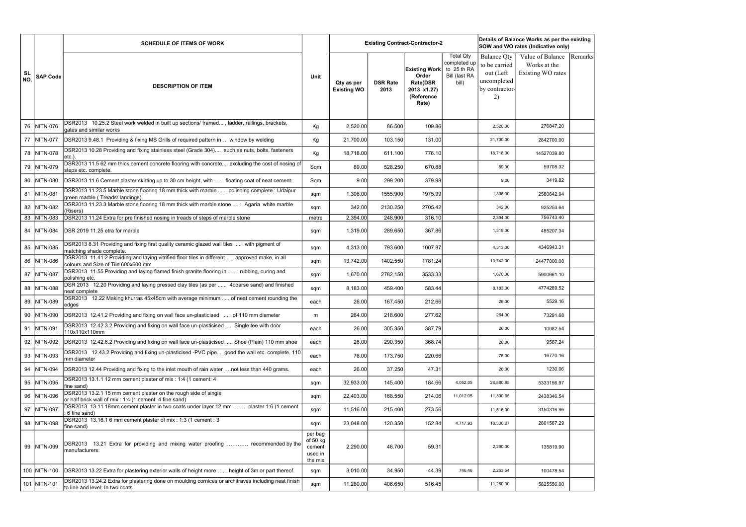| SL NO. | SAP Code | SCHEDULE OF ITEMS OF WORK | Unit | Existing Contract-Contractor-2 | | | | Details of Balance Works as per the existing SOW and WO rates (Indicative only) | | |
|---|---|---|---|---|---|---|---|---|---|---|
| | | DESCRIPTION OF ITEM | | Qty as per Existing WO | DSR Rate 2013 | Existing Work Order Rate(DSR 2013 x1.27) (Reference Rate) | Total Qty completed up to 25 th RA Bill (last RA bill) | Balance Qty to be carried out (Left uncompleted by contractor-2) | Value of Balance Works at the Existing WO rates | Remarks |
| 76 | NITN-076 | DSR2013 10.25.2 Steel work welded in built up sections/ framed... , ladder, railings, brackets, gates and similar works | Kg | 2,520.00 | 86.500 | 109.86 | | 2,520.00 | 276847.20 | |
| 77 | NITN-077 | DSR2013 9.48.1 Providing & fixing MS Grills of required pattern in… window by welding | Kg | 21,700.00 | 103.150 | 131.00 | | 21,700.00 | 2842700.00 | |
| 78 | NITN-078 | DSR2013 10.28 Providing and fixing stainless steel (Grade 304).... such as nuts, bolts, fasteners etc.). | Kg | 18,718.00 | 611.100 | 776.10 | | 18,718.00 | 14527039.80 | |
| 79 | NITN-079 | DSR2013 11.5 62 mm thick cement concrete flooring with concrete... excluding the cost of nosing of steps etc. complete. | Sqm | 89.00 | 528.250 | 670.88 | | 89.00 | 59708.32 | |
| 80 | NITN-080 | DSR2013 11.6 Cement plaster skirting up to 30 cm height, with ….. floating coat of neat cement. | Sqm | 9.00 | 299.200 | 379.98 | | 9.00 | 3419.82 | |
| 81 | NITN-081 | DSR2013 11.23.5 Marble stone flooring 18 mm thick with marble ….. polishing complete.: Udaipur green marble ( Treads/ landings) | sqm | 1,306.00 | 1555.900 | 1975.99 | | 1,306.00 | 2580642.94 | |
| 82 | NITN-082 | DSR2013 11.23.3 Marble stone flooring 18 mm thick with marble stone .... : Agaria white marble (Risers) | sqm | 342.00 | 2130.250 | 2705.42 | | 342.00 | 925253.64 | |
| 83 | NITN-083 | DSR2013 11.24 Extra for pre finished nosing in treads of steps of marble stone | metre | 2,394.00 | 248.900 | 316.10 | | 2,394.00 | 756743.40 | |
| 84 | NITN-084 | DSR 2019 11.25 etra for marble | sqm | 1,319.00 | 289.650 | 367.86 | | 1,319.00 | 485207.34 | |
| 85 | NITN-085 | DSR2013 8.31 Providing and fixing first quality ceramic glazed wall tiles ..... with pigment of matching shade complete. | sqm | 4,313.00 | 793.600 | 1007.87 | | 4,313.00 | 4346943.31 | |
| 86 | NITN-086 | DSR2013 11.41.2 Providing and laying vitrified floor tiles in different ..... approved make, in all colours and Size of Tile 600x600 mm | sqm | 13,742.00 | 1402.550 | 1781.24 | | 13,742.00 | 24477800.08 | |
| 87 | NITN-087 | DSR2013 11.55 Providing and laying flamed finish granite flooring in ...... rubbing, curing and polishing etc. | sqm | 1,670.00 | 2782.150 | 3533.33 | | 1,670.00 | 5900661.10 | |
| 88 | NITN-088 | DSR 2013 12.20 Providing and laying pressed clay tiles (as per ...... 4coarse sand) and finished neat complete | sqm | 8,183.00 | 459.400 | 583.44 | | 8,183.00 | 4774289.52 | |
| 89 | NITN-089 | DSR2013 12.22 Making khurras 45x45cm with average minimum ..... of neat cement rounding the edges | each | 26.00 | 167.450 | 212.66 | | 26.00 | 5529.16 | |
| 90 | NITN-090 | DSR2013 12.41.2 Providing and fixing on wall face un-plasticised ..... of 110 mm diameter | m | 264.00 | 218.600 | 277.62 | | 264.00 | 73291.68 | |
| 91 | NITN-091 | DSR2013 12.42.3.2 Providing and fixing on wall face un-plasticised .... Single tee with door 110x110x110mm | each | 26.00 | 305.350 | 387.79 | | 26.00 | 10082.54 | |
| 92 | NITN-092 | DSR2013 12.42.6.2 Providing and fixing on wall face un-plasticised ..... Shoe (Plain) 110 mm shoe | each | 26.00 | 290.350 | 368.74 | | 26.00 | 9587.24 | |
| 93 | NITN-093 | DSR2013 12.43.2 Providing and fixing un-plasticised -PVC pipe... good the wall etc. complete. 110 mm diameter | each | 76.00 | 173.750 | 220.66 | | 76.00 | 16770.16 | |
| 94 | NITN-094 | DSR2013 12.44 Providing and fixing to the inlet mouth of rain water ….not less than 440 grams. | each | 26.00 | 37.250 | 47.31 | | 26.00 | 1230.06 | |
| 95 | NITN-095 | DSR2013 13.1.1 12 mm cement plaster of mix : 1:4 (1 cement: 4 fine sand) | sqm | 32,933.00 | 145.400 | 184.66 | 4,052.05 | 28,880.95 | 5333156.97 | |
| 96 | NITN-096 | DSR2013 13.2.1 15 mm cement plaster on the rough side of single or half brick wall of mix : 1:4 (1 cement: 4 fine sand) | sqm | 22,403.00 | 168.550 | 214.06 | 11,012.05 | 11,390.95 | 2438346.54 | |
| 97 | NITN-097 | DSR2013 13.11 18mm cement plaster in two coats under layer 12 mm …… plaster 1:6 (1 cement : 6 fine sand) | sqm | 11,516.00 | 215.400 | 273.56 | | 11,516.00 | 3150316.96 | |
| 98 | NITN-098 | DSR2013 13.16.1 6 mm cement plaster of mix : 1:3 (1 cement : 3 fine sand) | sqm | 23,048.00 | 120.350 | 152.84 | 4,717.93 | 18,330.07 | 2801567.29 | |
| 99 | NITN-099 | DSR2013 13.21 Extra for providing and mixing water proofing ………… recommended by the manufacturers: | per bag of 50 kg cement used in the mix | 2,290.00 | 46.700 | 59.31 | | 2,290.00 | 135819.90 | |
| 100 | NITN-100 | DSR2013 13.22 Extra for plastering exterior walls of height more ….. height of 3m or part thereof. | sqm | 3,010.00 | 34.950 | 44.39 | 746.46 | 2,263.54 | 100478.54 | |
| 101 | NITN-101 | DSR2013 13.24.2 Extra for plastering done on moulding cornices or architraves including neat finish to line and level: In two coats | sqm | 11,280.00 | 406.650 | 516.45 | | 11,280.00 | 5825556.00 | |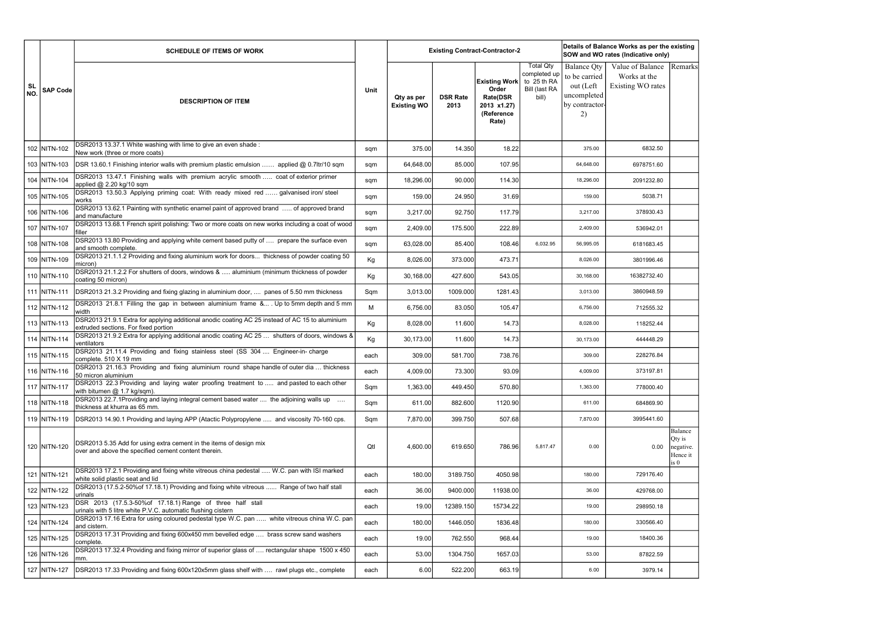| SL NO. | SAP Code | SCHEDULE OF ITEMS OF WORK | Unit | Existing Contract-Contractor-2 | | | | Details of Balance Works as per the existing SOW and WO rates (Indicative only) | | |
|---|---|---|---|---|---|---|---|---|---|---|
| | | DESCRIPTION OF ITEM | | Qty as per Existing WO | DSR Rate 2013 | Existing Work Order Rate(DSR 2013 x1.27) (Reference Rate) | Total Qty completed up to 25 th RA Bill (last RA bill) | Balance Qty to be carried out (Left uncompleted by contractor-2) | Value of Balance Works at the Existing WO rates | Remarks |
| 102 | NITN-102 | DSR2013 13.37.1 White washing with lime to give an even shade : New work (three or more coats) | sqm | 375.00 | 14.350 | 18.22 | | 375.00 | 6832.50 | |
| 103 | NITN-103 | DSR 13.60.1 Finishing interior walls with premium plastic emulsion …… applied @ 0.7ltr/10 sqm | sqm | 64,648.00 | 85.000 | 107.95 | | 64,648.00 | 6978751.60 | |
| 104 | NITN-104 | DSR2013 13.47.1 Finishing walls with premium acrylic smooth ….. coat of exterior primer applied @ 2.20 kg/10 sqm | sqm | 18,296.00 | 90.000 | 114.30 | | 18,296.00 | 2091232.80 | |
| 105 | NITN-105 | DSR2013 13.50.3 Applying priming coat: With ready mixed red …… galvanised iron/ steel works | sqm | 159.00 | 24.950 | 31.69 | | 159.00 | 5038.71 | |
| 106 | NITN-106 | DSR2013 13.62.1 Painting with synthetic enamel paint of approved brand ….. of approved brand and manufacture | sqm | 3,217.00 | 92.750 | 117.79 | | 3,217.00 | 378930.43 | |
| 107 | NITN-107 | DSR2013 13.68.1 French spirit polishing: Two or more coats on new works including a coat of wood filler | sqm | 2,409.00 | 175.500 | 222.89 | | 2,409.00 | 536942.01 | |
| 108 | NITN-108 | DSR2013 13.80 Providing and applying white cement based putty of …. prepare the surface even and smooth complete. | sqm | 63,028.00 | 85.400 | 108.46 | 6,032.95 | 56,995.05 | 6181683.45 | |
| 109 | NITN-109 | DSR2013 21.1.1.2 Providing and fixing aluminium work for doors... thickness of powder coating 50 micron) | Kg | 8,026.00 | 373.000 | 473.71 | | 8,026.00 | 3801996.46 | |
| 110 | NITN-110 | DSR2013 21.1.2.2 For shutters of doors, windows & ..... aluminium (minimum thickness of powder coating 50 micron) | Kg | 30,168.00 | 427.600 | 543.05 | | 30,168.00 | 16382732.40 | |
| 111 | NITN-111 | DSR2013 21.3.2 Providing and fixing glazing in aluminium door, …. panes of 5.50 mm thickness | Sqm | 3,013.00 | 1009.000 | 1281.43 | | 3,013.00 | 3860948.59 | |
| 112 | NITN-112 | DSR2013 21.8.1 Filling the gap in between aluminium frame &... . Up to 5mm depth and 5 mm width | M | 6,756.00 | 83.050 | 105.47 | | 6,756.00 | 712555.32 | |
| 113 | NITN-113 | DSR2013 21.9.1 Extra for applying additional anodic coating AC 25 instead of AC 15 to aluminium extruded sections. For fixed portion | Kg | 8,028.00 | 11.600 | 14.73 | | 8,028.00 | 118252.44 | |
| 114 | NITN-114 | DSR2013 21.9.2 Extra for applying additional anodic coating AC 25 … shutters of doors, windows & ventilators | Kg | 30,173.00 | 11.600 | 14.73 | | 30,173.00 | 444448.29 | |
| 115 | NITN-115 | DSR2013 21.11.4 Providing and fixing stainless steel (SS 304 .... Engineer-in- charge complete. 510 X 19 mm | each | 309.00 | 581.700 | 738.76 | | 309.00 | 228276.84 | |
| 116 | NITN-116 | DSR2013 21.16.3 Providing and fixing aluminium round shape handle of outer dia … thickness 50 micron aluminium | each | 4,009.00 | 73.300 | 93.09 | | 4,009.00 | 373197.81 | |
| 117 | NITN-117 | DSR2013 22.3 Providing and laying water proofing treatment to ..... and pasted to each other with bitumen @ 1.7 kg/sqm). | Sqm | 1,363.00 | 449.450 | 570.80 | | 1,363.00 | 778000.40 | |
| 118 | NITN-118 | DSR2013 22.7.1Providing and laying integral cement based water .... the adjoining walls up …. thickness at khurra as 65 mm. | Sqm | 611.00 | 882.600 | 1120.90 | | 611.00 | 684869.90 | |
| 119 | NITN-119 | DSR2013 14.90.1 Providing and laying APP (Atactic Polypropylene ..... and viscosity 70-160 cps. | Sqm | 7,870.00 | 399.750 | 507.68 | | 7,870.00 | 3995441.60 | |
| 120 | NITN-120 | DSR2013 5.35 Add for using extra cement in the items of design mix over and above the specified cement content therein. | Qtl | 4,600.00 | 619.650 | 786.96 | 5,817.47 | 0.00 | 0.00 | Balance Qty is negative. Hence it is 0 |
| 121 | NITN-121 | DSR2013 17.2.1 Providing and fixing white vitreous china pedestal ..... W.C. pan with ISI marked white solid plastic seat and lid | each | 180.00 | 3189.750 | 4050.98 | | 180.00 | 729176.40 | |
| 122 | NITN-122 | DSR2013 (17.5.2-50%of 17.18.1) Providing and fixing white vitreous ...... Range of two half stall urinals | each | 36.00 | 9400.000 | 11938.00 | | 36.00 | 429768.00 | |
| 123 | NITN-123 | DSR 2013 (17.5.3-50%of 17.18.1) Range of three half stall urinals with 5 litre white P.V.C. automatic flushing cistern | each | 19.00 | 12389.150 | 15734.22 | | 19.00 | 298950.18 | |
| 124 | NITN-124 | DSR2013 17.16 Extra for using coloured pedestal type W.C. pan ….. white vitreous china W.C. pan and cistern. | each | 180.00 | 1446.050 | 1836.48 | | 180.00 | 330566.40 | |
| 125 | NITN-125 | DSR2013 17.31 Providing and fixing 600x450 mm bevelled edge …. brass screw sand washers complete. | each | 19.00 | 762.550 | 968.44 | | 19.00 | 18400.36 | |
| 126 | NITN-126 | DSR2013 17.32.4 Providing and fixing mirror of superior glass of …. rectangular shape 1500 x 450 mm. | each | 53.00 | 1304.750 | 1657.03 | | 53.00 | 87822.59 | |
| 127 | NITN-127 | DSR2013 17.33 Providing and fixing 600x120x5mm glass shelf with …. rawl plugs etc., complete | each | 6.00 | 522.200 | 663.19 | | 6.00 | 3979.14 | |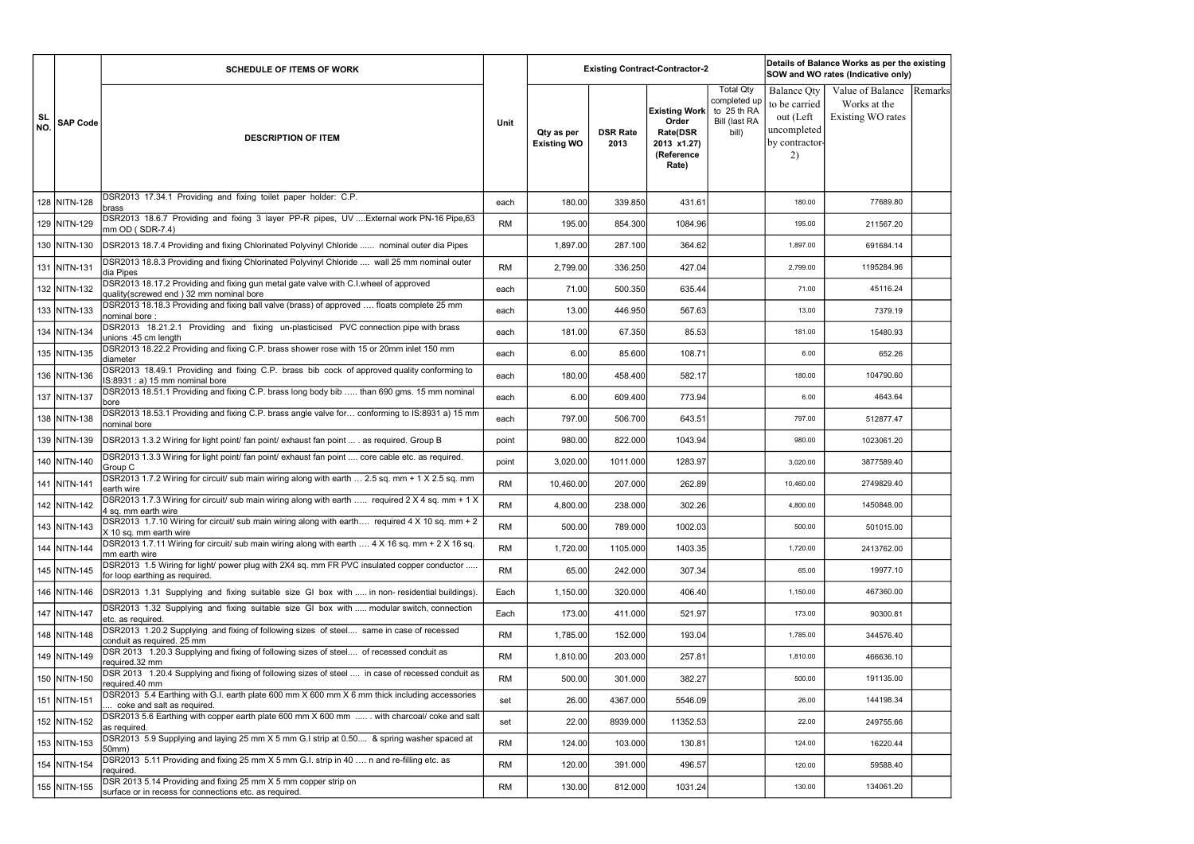| SL NO. | SAP Code | SCHEDULE OF ITEMS OF WORK | Unit | Existing Contract-Contractor-2 | | | | Details of Balance Works as per the existing SOW and WO rates (Indicative only) | | |
|---|---|---|---|---|---|---|---|---|---|---|
| | | DESCRIPTION OF ITEM | | Qty as per Existing WO | DSR Rate 2013 | Existing Work Order Rate(DSR 2013 x1.27) (Reference Rate) | Total Qty completed up to 25 th RA Bill (last RA bill) | Balance Qty to be carried out (Left uncompleted by contractor-2) | Value of Balance Works at the Existing WO rates | Remarks |
| 128 | NITN-128 | DSR2013 17.34.1 Providing and fixing toilet paper holder: C.P. brass | each | 180.00 | 339.850 | 431.61 | | 180.00 | 77689.80 | |
| 129 | NITN-129 | DSR2013 18.6.7 Providing and fixing 3 layer PP-R pipes, UV ....External work PN-16 Pipe,63 mm OD ( SDR-7.4) | RM | 195.00 | 854.300 | 1084.96 | | 195.00 | 211567.20 | |
| 130 | NITN-130 | DSR2013 18.7.4 Providing and fixing Chlorinated Polyvinyl Chloride ...... nominal outer dia Pipes | | 1,897.00 | 287.100 | 364.62 | | 1,897.00 | 691684.14 | |
| 131 | NITN-131 | DSR2013 18.8.3 Providing and fixing Chlorinated Polyvinyl Chloride .... wall 25 mm nominal outer dia Pipes | RM | 2,799.00 | 336.250 | 427.04 | | 2,799.00 | 1195284.96 | |
| 132 | NITN-132 | DSR2013 18.17.2 Providing and fixing gun metal gate valve with C.I.wheel of approved quality(screwed end ) 32 mm nominal bore | each | 71.00 | 500.350 | 635.44 | | 71.00 | 45116.24 | |
| 133 | NITN-133 | DSR2013 18.18.3 Providing and fixing ball valve (brass) of approved .... floats complete 25 mm nominal bore : | each | 13.00 | 446.950 | 567.63 | | 13.00 | 7379.19 | |
| 134 | NITN-134 | DSR2013 18.21.2.1 Providing and fixing un-plasticised PVC connection pipe with brass unions :45 cm length | each | 181.00 | 67.350 | 85.53 | | 181.00 | 15480.93 | |
| 135 | NITN-135 | DSR2013 18.22.2 Providing and fixing C.P. brass shower rose with 15 or 20mm inlet 150 mm diameter | each | 6.00 | 85.600 | 108.71 | | 6.00 | 652.26 | |
| 136 | NITN-136 | DSR2013 18.49.1 Providing and fixing C.P. brass bib cock of approved quality conforming to IS:8931 : a) 15 mm nominal bore | each | 180.00 | 458.400 | 582.17 | | 180.00 | 104790.60 | |
| 137 | NITN-137 | DSR2013 18.51.1 Providing and fixing C.P. brass long body bib ..... than 690 gms. 15 mm nominal bore | each | 6.00 | 609.400 | 773.94 | | 6.00 | 4643.64 | |
| 138 | NITN-138 | DSR2013 18.53.1 Providing and fixing C.P. brass angle valve for... conforming to IS:8931 a) 15 mm nominal bore | each | 797.00 | 506.700 | 643.51 | | 797.00 | 512877.47 | |
| 139 | NITN-139 | DSR2013 1.3.2 Wiring for light point/ fan point/ exhaust fan point ... . as required. Group B | point | 980.00 | 822.000 | 1043.94 | | 980.00 | 1023061.20 | |
| 140 | NITN-140 | DSR2013 1.3.3 Wiring for light point/ fan point/ exhaust fan point .... core cable etc. as required. Group C | point | 3,020.00 | 1011.000 | 1283.97 | | 3,020.00 | 3877589.40 | |
| 141 | NITN-141 | DSR2013 1.7.2 Wiring for circuit/ sub main wiring along with earth ... 2.5 sq. mm + 1 X 2.5 sq. mm earth wire | RM | 10,460.00 | 207.000 | 262.89 | | 10,460.00 | 2749829.40 | |
| 142 | NITN-142 | DSR2013 1.7.3 Wiring for circuit/ sub main wiring along with earth ..... required 2 X 4 sq. mm + 1 X 4 sq. mm earth wire | RM | 4,800.00 | 238.000 | 302.26 | | 4,800.00 | 1450848.00 | |
| 143 | NITN-143 | DSR2013 1.7.10 Wiring for circuit/ sub main wiring along with earth.... required 4 X 10 sq. mm + 2 X 10 sq. mm earth wire | RM | 500.00 | 789.000 | 1002.03 | | 500.00 | 501015.00 | |
| 144 | NITN-144 | DSR2013 1.7.11 Wiring for circuit/ sub main wiring along with earth .... 4 X 16 sq. mm + 2 X 16 sq. mm earth wire | RM | 1,720.00 | 1105.000 | 1403.35 | | 1,720.00 | 2413762.00 | |
| 145 | NITN-145 | DSR2013 1.5 Wiring for light/ power plug with 2X4 sq. mm FR PVC insulated copper conductor ..... for loop earthing as required. | RM | 65.00 | 242.000 | 307.34 | | 65.00 | 19977.10 | |
| 146 | NITN-146 | DSR2013 1.31 Supplying and fixing suitable size GI box with ..... in non- residential buildings). | Each | 1,150.00 | 320.000 | 406.40 | | 1,150.00 | 467360.00 | |
| 147 | NITN-147 | DSR2013 1.32 Supplying and fixing suitable size GI box with ..... modular switch, connection etc. as required. | Each | 173.00 | 411.000 | 521.97 | | 173.00 | 90300.81 | |
| 148 | NITN-148 | DSR2013 1.20.2 Supplying and fixing of following sizes of steel.... same in case of recessed conduit as required. 25 mm | RM | 1,785.00 | 152.000 | 193.04 | | 1,785.00 | 344576.40 | |
| 149 | NITN-149 | DSR 2013 1.20.3 Supplying and fixing of following sizes of steel.... of recessed conduit as required.32 mm | RM | 1,810.00 | 203.000 | 257.81 | | 1,810.00 | 466636.10 | |
| 150 | NITN-150 | DSR 2013 1.20.4 Supplying and fixing of following sizes of steel .... in case of recessed conduit as required.40 mm | RM | 500.00 | 301.000 | 382.27 | | 500.00 | 191135.00 | |
| 151 | NITN-151 | DSR2013 5.4 Earthing with G.I. earth plate 600 mm X 600 mm X 6 mm thick including accessories .... coke and salt as required. | set | 26.00 | 4367.000 | 5546.09 | | 26.00 | 144198.34 | |
| 152 | NITN-152 | DSR2013 5.6 Earthing with copper earth plate 600 mm X 600 mm ..... . with charcoal/ coke and salt as required. | set | 22.00 | 8939.000 | 11352.53 | | 22.00 | 249755.66 | |
| 153 | NITN-153 | DSR2013 5.9 Supplying and laying 25 mm X 5 mm G.I strip at 0.50.... & spring washer spaced at 50mm) | RM | 124.00 | 103.000 | 130.81 | | 124.00 | 16220.44 | |
| 154 | NITN-154 | DSR2013 5.11 Providing and fixing 25 mm X 5 mm G.I. strip in 40 .... n and re-filling etc. as required. | RM | 120.00 | 391.000 | 496.57 | | 120.00 | 59588.40 | |
| 155 | NITN-155 | DSR 2013 5.14 Providing and fixing 25 mm X 5 mm copper strip on surface or in recess for connections etc. as required. | RM | 130.00 | 812.000 | 1031.24 | | 130.00 | 134061.20 | |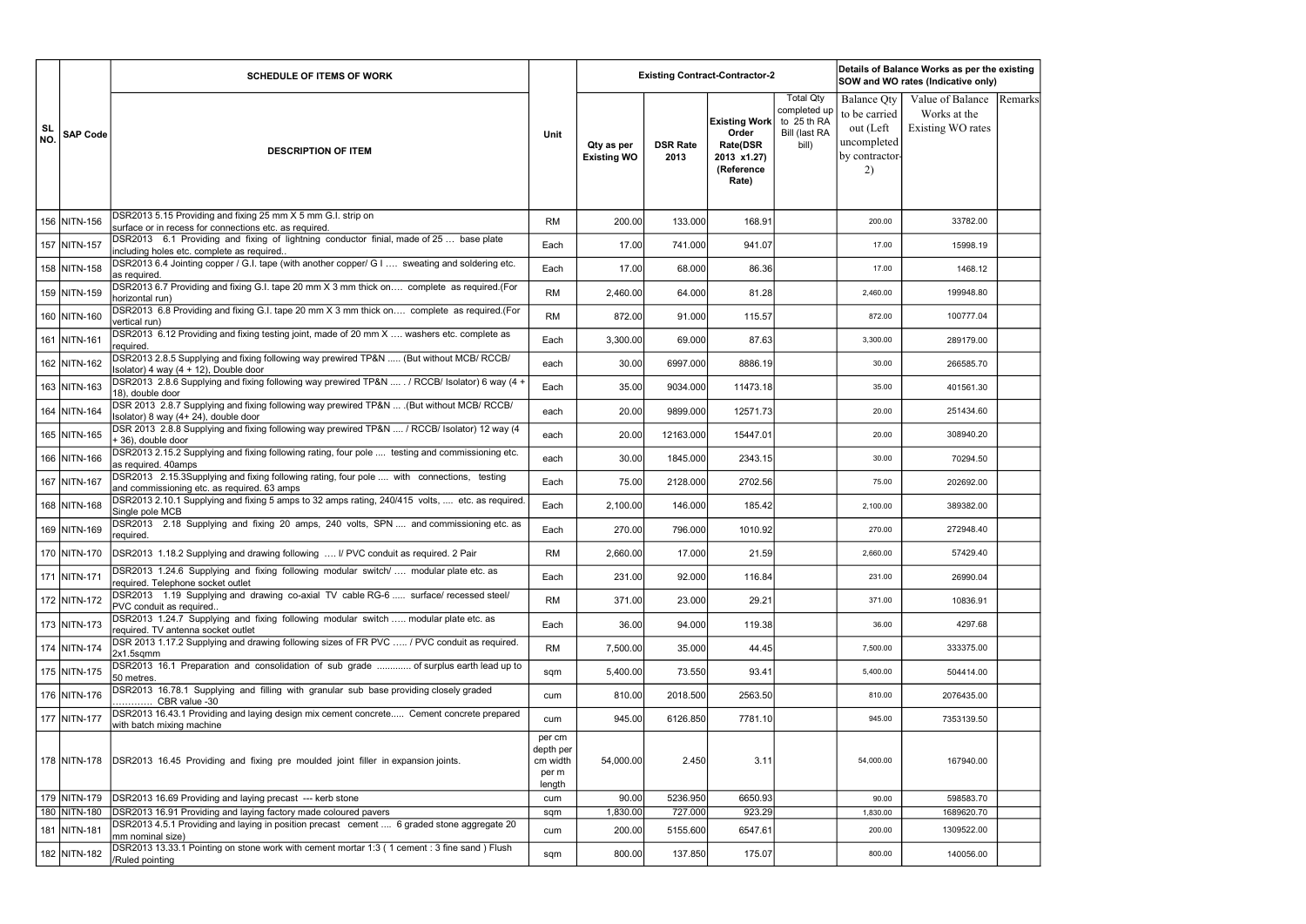| SL NO. | SAP Code | SCHEDULE OF ITEMS OF WORK | Unit | Existing Contract-Contractor-2 | | | | Details of Balance Works as per the existing SOW and WO rates (Indicative only) | | |
|---|---|---|---|---|---|---|---|---|---|---|
| | | DESCRIPTION OF ITEM | | Qty as per Existing WO | DSR Rate 2013 | Existing Work Order Rate(DSR 2013 x1.27) (Reference Rate) | Total Qty completed up to 25 th RA Bill (last RA bill) | Balance Qty to be carried out (Left uncompleted by contractor-2) | Value of Balance Works at the Existing WO rates | Remarks |
| 156 | NITN-156 | DSR2013 5.15 Providing and fixing 25 mm X 5 mm G.I. strip on surface or in recess for connections etc. as required. | RM | 200.00 | 133.000 | 168.91 | | 200.00 | 33782.00 | |
| 157 | NITN-157 | DSR2013 6.1 Providing and fixing of lightning conductor finial, made of 25 … base plate including holes etc. complete as required.. | Each | 17.00 | 741.000 | 941.07 | | 17.00 | 15998.19 | |
| 158 | NITN-158 | DSR2013 6.4 Jointing copper / G.I. tape (with another copper/ G I …. sweating and soldering etc. as required. | Each | 17.00 | 68.000 | 86.36 | | 17.00 | 1468.12 | |
| 159 | NITN-159 | DSR2013 6.7 Providing and fixing G.I. tape 20 mm X 3 mm thick on…. complete as required.(For horizontal run) | RM | 2,460.00 | 64.000 | 81.28 | | 2,460.00 | 199948.80 | |
| 160 | NITN-160 | DSR2013 6.8 Providing and fixing G.I. tape 20 mm X 3 mm thick on…. complete as required.(For vertical run) | RM | 872.00 | 91.000 | 115.57 | | 872.00 | 100777.04 | |
| 161 | NITN-161 | DSR2013 6.12 Providing and fixing testing joint, made of 20 mm X …. washers etc. complete as required. | Each | 3,300.00 | 69.000 | 87.63 | | 3,300.00 | 289179.00 | |
| 162 | NITN-162 | DSR2013 2.8.5 Supplying and fixing following way prewired TP&N ..... (But without MCB/ RCCB/ Isolator) 4 way (4 + 12), Double door | each | 30.00 | 6997.000 | 8886.19 | | 30.00 | 266585.70 | |
| 163 | NITN-163 | DSR2013 2.8.6 Supplying and fixing following way prewired TP&N …. . / RCCB/ Isolator) 6 way (4 + 18), double door | Each | 35.00 | 9034.000 | 11473.18 | | 35.00 | 401561.30 | |
| 164 | NITN-164 | DSR 2013 2.8.7 Supplying and fixing following way prewired TP&N … .(But without MCB/ RCCB/ Isolator) 8 way (4+ 24), double door | each | 20.00 | 9899.000 | 12571.73 | | 20.00 | 251434.60 | |
| 165 | NITN-165 | DSR 2013 2.8.8 Supplying and fixing following way prewired TP&N …. / RCCB/ Isolator) 12 way (4 + 36), double door | each | 20.00 | 12163.000 | 15447.01 | | 20.00 | 308940.20 | |
| 166 | NITN-166 | DSR2013 2.15.2 Supplying and fixing following rating, four pole …. testing and commissioning etc. as required. 40amps | each | 30.00 | 1845.000 | 2343.15 | | 30.00 | 70294.50 | |
| 167 | NITN-167 | DSR2013 2.15.3Supplying and fixing following rating, four pole …. with connections, testing and commissioning etc. as required. 63 amps | Each | 75.00 | 2128.000 | 2702.56 | | 75.00 | 202692.00 | |
| 168 | NITN-168 | DSR2013 2.10.1 Supplying and fixing 5 amps to 32 amps rating, 240/415 volts, …. etc. as required. Single pole MCB | Each | 2,100.00 | 146.000 | 185.42 | | 2,100.00 | 389382.00 | |
| 169 | NITN-169 | DSR2013 2.18 Supplying and fixing 20 amps, 240 volts, SPN …. and commissioning etc. as required. | Each | 270.00 | 796.000 | 1010.92 | | 270.00 | 272948.40 | |
| 170 | NITN-170 | DSR2013 1.18.2 Supplying and drawing following …. I/ PVC conduit as required. 2 Pair | RM | 2,660.00 | 17.000 | 21.59 | | 2,660.00 | 57429.40 | |
| 171 | NITN-171 | DSR2013 1.24.6 Supplying and fixing following modular switch/ …. modular plate etc. as required. Telephone socket outlet | Each | 231.00 | 92.000 | 116.84 | | 231.00 | 26990.04 | |
| 172 | NITN-172 | DSR2013 1.19 Supplying and drawing co-axial TV cable RG-6 ..... surface/ recessed steel/ PVC conduit as required.. | RM | 371.00 | 23.000 | 29.21 | | 371.00 | 10836.91 | |
| 173 | NITN-173 | DSR2013 1.24.7 Supplying and fixing following modular switch ….. modular plate etc. as required. TV antenna socket outlet | Each | 36.00 | 94.000 | 119.38 | | 36.00 | 4297.68 | |
| 174 | NITN-174 | DSR 2013 1.17.2 Supplying and drawing following sizes of FR PVC ….. / PVC conduit as required. 2x1.5sqmm | RM | 7,500.00 | 35.000 | 44.45 | | 7,500.00 | 333375.00 | |
| 175 | NITN-175 | DSR2013 16.1 Preparation and consolidation of sub grade ............ of surplus earth lead up to 50 metres. | sqm | 5,400.00 | 73.550 | 93.41 | | 5,400.00 | 504414.00 | |
| 176 | NITN-176 | DSR2013 16.78.1 Supplying and filling with granular sub base providing closely graded …………. CBR value -30 | cum | 810.00 | 2018.500 | 2563.50 | | 810.00 | 2076435.00 | |
| 177 | NITN-177 | DSR2013 16.43.1 Providing and laying design mix cement concrete..... Cement concrete prepared with batch mixing machine | cum | 945.00 | 6126.850 | 7781.10 | | 945.00 | 7353139.50 | |
| 178 | NITN-178 | DSR2013 16.45 Providing and fixing pre moulded joint filler in expansion joints. | per cm depth per cm width per m length | 54,000.00 | 2.450 | 3.11 | | 54,000.00 | 167940.00 | |
| 179 | NITN-179 | DSR2013 16.69 Providing and laying precast --- kerb stone | cum | 90.00 | 5236.950 | 6650.93 | | 90.00 | 598583.70 | |
| 180 | NITN-180 | DSR2013 16.91 Providing and laying factory made coloured pavers | sqm | 1,830.00 | 727.000 | 923.29 | | 1,830.00 | 1689620.70 | |
| 181 | NITN-181 | DSR2013 4.5.1 Providing and laying in position precast cement …. 6 graded stone aggregate 20 mm nominal size) | cum | 200.00 | 5155.600 | 6547.61 | | 200.00 | 1309522.00 | |
| 182 | NITN-182 | DSR2013 13.33.1 Pointing on stone work with cement mortar 1:3 ( 1 cement : 3 fine sand ) Flush /Ruled pointing | sqm | 800.00 | 137.850 | 175.07 | | 800.00 | 140056.00 | |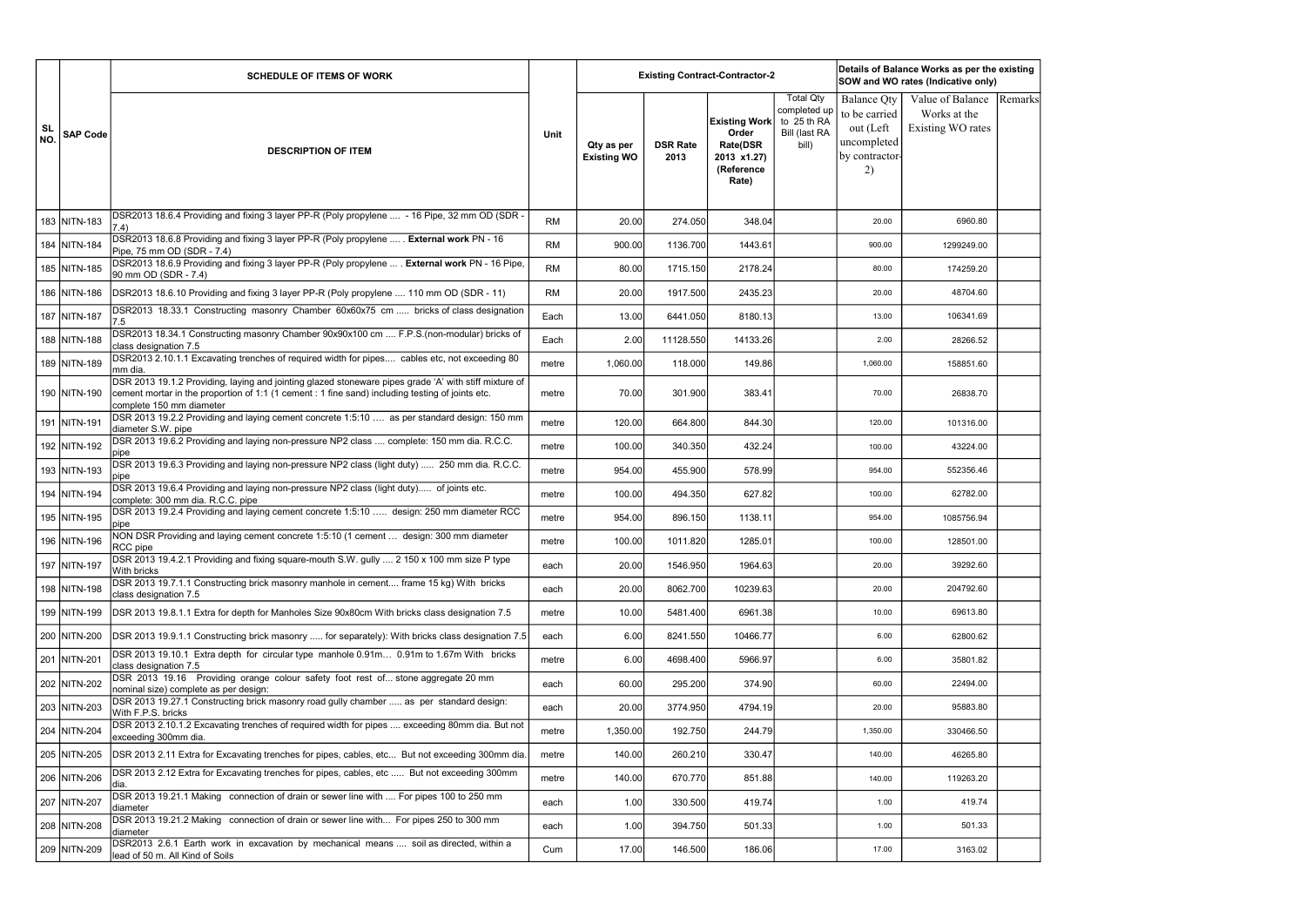| SL NO. | SAP Code | SCHEDULE OF ITEMS OF WORK | Unit | Existing Contract-Contractor-2 | | | | Details of Balance Works as per the existing SOW and WO rates (Indicative only) | | |
|---|---|---|---|---|---|---|---|---|---|---|
| | | DESCRIPTION OF ITEM | | Qty as per Existing WO | DSR Rate 2013 | Existing Work Order Rate(DSR 2013 x1.27) (Reference Rate) | Total Qty completed up to 25 th RA Bill (last RA bill) | Balance Qty to be carried out (Left uncompleted by contractor-2) | Value of Balance Works at the Existing WO rates | Remarks |
| 183 | NITN-183 | DSR2013 18.6.4 Providing and fixing 3 layer PP-R (Poly propylene .... - 16 Pipe, 32 mm OD (SDR - 7.4) | RM | 20.00 | 274.050 | 348.04 | | 20.00 | 6960.80 | |
| 184 | NITN-184 | DSR2013 18.6.8 Providing and fixing 3 layer PP-R (Poly propylene .... . **External work** PN - 16 Pipe, 75 mm OD (SDR - 7.4) | RM | 900.00 | 1136.700 | 1443.61 | | 900.00 | 1299249.00 | |
| 185 | NITN-185 | DSR2013 18.6.9 Providing and fixing 3 layer PP-R (Poly propylene ... . **External work** PN - 16 Pipe, 90 mm OD (SDR - 7.4) | RM | 80.00 | 1715.150 | 2178.24 | | 80.00 | 174259.20 | |
| 186 | NITN-186 | DSR2013 18.6.10 Providing and fixing 3 layer PP-R (Poly propylene .... 110 mm OD (SDR - 11) | RM | 20.00 | 1917.500 | 2435.23 | | 20.00 | 48704.60 | |
| 187 | NITN-187 | DSR2013 18.33.1 Constructing masonry Chamber 60x60x75 cm ..... bricks of class designation 7.5 | Each | 13.00 | 6441.050 | 8180.13 | | 13.00 | 106341.69 | |
| 188 | NITN-188 | DSR2013 18.34.1 Constructing masonry Chamber 90x90x100 cm .... F.P.S.(non-modular) bricks of class designation 7.5 | Each | 2.00 | 11128.550 | 14133.26 | | 2.00 | 28266.52 | |
| 189 | NITN-189 | DSR2013 2.10.1.1 Excavating trenches of required width for pipes.... cables etc, not exceeding 80 mm dia. | metre | 1,060.00 | 118.000 | 149.86 | | 1,060.00 | 158851.60 | |
| 190 | NITN-190 | DSR 2013 19.1.2 Providing, laying and jointing glazed stoneware pipes grade 'A' with stiff mixture of cement mortar in the proportion of 1:1 (1 cement : 1 fine sand) including testing of joints etc. complete 150 mm diameter | metre | 70.00 | 301.900 | 383.41 | | 70.00 | 26838.70 | |
| 191 | NITN-191 | DSR 2013 19.2.2 Providing and laying cement concrete 1:5:10 .... as per standard design: 150 mm diameter S.W. pipe | metre | 120.00 | 664.800 | 844.30 | | 120.00 | 101316.00 | |
| 192 | NITN-192 | DSR 2013 19.6.2 Providing and laying non-pressure NP2 class .... complete: 150 mm dia. R.C.C. pipe | metre | 100.00 | 340.350 | 432.24 | | 100.00 | 43224.00 | |
| 193 | NITN-193 | DSR 2013 19.6.3 Providing and laying non-pressure NP2 class (light duty) ..... 250 mm dia. R.C.C. pipe | metre | 954.00 | 455.900 | 578.99 | | 954.00 | 552356.46 | |
| 194 | NITN-194 | DSR 2013 19.6.4 Providing and laying non-pressure NP2 class (light duty)..... of joints etc. complete: 300 mm dia. R.C.C. pipe | metre | 100.00 | 494.350 | 627.82 | | 100.00 | 62782.00 | |
| 195 | NITN-195 | DSR 2013 19.2.4 Providing and laying cement concrete 1:5:10 ..... design: 250 mm diameter RCC pipe | metre | 954.00 | 896.150 | 1138.11 | | 954.00 | 1085756.94 | |
| 196 | NITN-196 | NON DSR Providing and laying cement concrete 1:5:10 (1 cement ... design: 300 mm diameter RCC pipe | metre | 100.00 | 1011.820 | 1285.01 | | 100.00 | 128501.00 | |
| 197 | NITN-197 | DSR 2013 19.4.2.1 Providing and fixing square-mouth S.W. gully .... 2 150 x 100 mm size P type With bricks | each | 20.00 | 1546.950 | 1964.63 | | 20.00 | 39292.60 | |
| 198 | NITN-198 | DSR 2013 19.7.1.1 Constructing brick masonry manhole in cement.... frame 15 kg) With bricks class designation 7.5 | each | 20.00 | 8062.700 | 10239.63 | | 20.00 | 204792.60 | |
| 199 | NITN-199 | DSR 2013 19.8.1.1 Extra for depth for Manholes Size 90x80cm With bricks class designation 7.5 | metre | 10.00 | 5481.400 | 6961.38 | | 10.00 | 69613.80 | |
| 200 | NITN-200 | DSR 2013 19.9.1.1 Constructing brick masonry ..... for separately): With bricks class designation 7.5 | each | 6.00 | 8241.550 | 10466.77 | | 6.00 | 62800.62 | |
| 201 | NITN-201 | DSR 2013 19.10.1 Extra depth for circular type manhole 0.91m... 0.91m to 1.67m With bricks class designation 7.5 | metre | 6.00 | 4698.400 | 5966.97 | | 6.00 | 35801.82 | |
| 202 | NITN-202 | DSR 2013 19.16 Providing orange colour safety foot rest of... stone aggregate 20 mm nominal size) complete as per design: | each | 60.00 | 295.200 | 374.90 | | 60.00 | 22494.00 | |
| 203 | NITN-203 | DSR 2013 19.27.1 Constructing brick masonry road gully chamber ..... as per standard design: With F.P.S. bricks | each | 20.00 | 3774.950 | 4794.19 | | 20.00 | 95883.80 | |
| 204 | NITN-204 | DSR 2013 2.10.1.2 Excavating trenches of required width for pipes .... exceeding 80mm dia. But not exceeding 300mm dia. | metre | 1,350.00 | 192.750 | 244.79 | | 1,350.00 | 330466.50 | |
| 205 | NITN-205 | DSR 2013 2.11 Extra for Excavating trenches for pipes, cables, etc... But not exceeding 300mm dia. | metre | 140.00 | 260.210 | 330.47 | | 140.00 | 46265.80 | |
| 206 | NITN-206 | DSR 2013 2.12 Extra for Excavating trenches for pipes, cables, etc ..... But not exceeding 300mm dia. | metre | 140.00 | 670.770 | 851.88 | | 140.00 | 119263.20 | |
| 207 | NITN-207 | DSR 2013 19.21.1 Making connection of drain or sewer line with .... For pipes 100 to 250 mm diameter | each | 1.00 | 330.500 | 419.74 | | 1.00 | 419.74 | |
| 208 | NITN-208 | DSR 2013 19.21.2 Making connection of drain or sewer line with... For pipes 250 to 300 mm diameter | each | 1.00 | 394.750 | 501.33 | | 1.00 | 501.33 | |
| 209 | NITN-209 | DSR2013 2.6.1 Earth work in excavation by mechanical means .... soil as directed, within a lead of 50 m. All Kind of Soils | Cum | 17.00 | 146.500 | 186.06 | | 17.00 | 3163.02 | |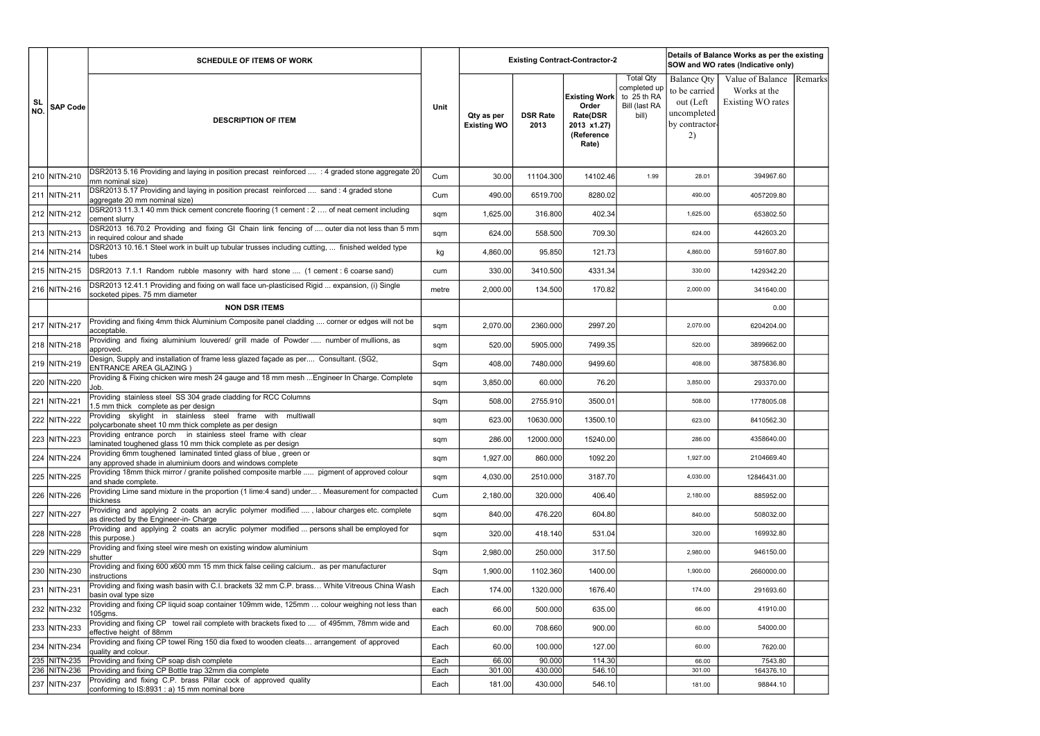| SL NO. | SAP Code | SCHEDULE OF ITEMS OF WORK | Unit | Existing Contract-Contractor-2 | | | | Details of Balance Works as per the existing SOW and WO rates (Indicative only) | | |
|---|---|---|---|---|---|---|---|---|---|---|
| | | DESCRIPTION OF ITEM | | Qty as per Existing WO | DSR Rate 2013 | Existing Work Order Rate(DSR 2013 x1.27) (Reference Rate) | Total Qty completed up to 25 th RA Bill (last RA bill) | Balance Qty to be carried out (Left uncompleted by contractor-2) | Value of Balance Works at the Existing WO rates | Remarks |
| 210 | NITN-210 | DSR2013 5.16 Providing and laying in position precast reinforced .... : 4 graded stone aggregate 20 mm nominal size) | Cum | 30.00 | 11104.300 | 14102.46 | 1.99 | 28.01 | 394967.60 | |
| 211 | NITN-211 | DSR2013 5.17 Providing and laying in position precast reinforced .... sand : 4 graded stone aggregate 20 mm nominal size) | Cum | 490.00 | 6519.700 | 8280.02 | | 490.00 | 4057209.80 | |
| 212 | NITN-212 | DSR2013 11.3.1 40 mm thick cement concrete flooring (1 cement : 2 .... of neat cement including cement slurry | sqm | 1,625.00 | 316.800 | 402.34 | | 1,625.00 | 653802.50 | |
| 213 | NITN-213 | DSR2013 16.70.2 Providing and fixing GI Chain link fencing of .... outer dia not less than 5 mm in required colour and shade | sqm | 624.00 | 558.500 | 709.30 | | 624.00 | 442603.20 | |
| 214 | NITN-214 | DSR2013 10.16.1 Steel work in built up tubular trusses including cutting, ... finished welded type tubes | kg | 4,860.00 | 95.850 | 121.73 | | 4,860.00 | 591607.80 | |
| 215 | NITN-215 | DSR2013 7.1.1 Random rubble masonry with hard stone .... (1 cement : 6 coarse sand) | cum | 330.00 | 3410.500 | 4331.34 | | 330.00 | 1429342.20 | |
| 216 | NITN-216 | DSR2013 12.41.1 Providing and fixing on wall face un-plasticised Rigid ... expansion, (i) Single socketed pipes. 75 mm diameter | metre | 2,000.00 | 134.500 | 170.82 | | 2,000.00 | 341640.00 | |
| | | **NON DSR ITEMS** | | | | | | | 0.00 | |
| 217 | NITN-217 | Providing and fixing 4mm thick Aluminium Composite panel cladding .... corner or edges will not be acceptable. | sqm | 2,070.00 | 2360.000 | 2997.20 | | 2,070.00 | 6204204.00 | |
| 218 | NITN-218 | Providing and fixing aluminium louvered/ grill made of Powder ..... number of mullions, as approved. | sqm | 520.00 | 5905.000 | 7499.35 | | 520.00 | 3899662.00 | |
| 219 | NITN-219 | Design, Supply and installation of frame less glazed façade as per.... Consultant. (SG2, ENTRANCE AREA GLAZING ) | Sqm | 408.00 | 7480.000 | 9499.60 | | 408.00 | 3875836.80 | |
| 220 | NITN-220 | Providing & Fixing chicken wire mesh 24 gauge and 18 mm mesh ...Engineer In Charge. Complete Job. | sqm | 3,850.00 | 60.000 | 76.20 | | 3,850.00 | 293370.00 | |
| 221 | NITN-221 | Providing stainless steel SS 304 grade cladding for RCC Columns 1.5 mm thick complete as per design | Sqm | 508.00 | 2755.910 | 3500.01 | | 508.00 | 1778005.08 | |
| 222 | NITN-222 | Providing skylight in stainless steel frame with multiwall polycarbonate sheet 10 mm thick complete as per design | sqm | 623.00 | 10630.000 | 13500.10 | | 623.00 | 8410562.30 | |
| 223 | NITN-223 | Providing entrance porch in stainless steel frame with clear laminated toughened glass 10 mm thick complete as per design | sqm | 286.00 | 12000.000 | 15240.00 | | 286.00 | 4358640.00 | |
| 224 | NITN-224 | Providing 6mm toughened laminated tinted glass of blue , green or any approved shade in aluminium doors and windows complete | sqm | 1,927.00 | 860.000 | 1092.20 | | 1,927.00 | 2104669.40 | |
| 225 | NITN-225 | Providing 18mm thick mirror / granite polished composite marble ..... pigment of approved colour and shade complete. | sqm | 4,030.00 | 2510.000 | 3187.70 | | 4,030.00 | 12846431.00 | |
| 226 | NITN-226 | Providing Lime sand mixture in the proportion (1 lime:4 sand) under... . Measurement for compacted thickness | Cum | 2,180.00 | 320.000 | 406.40 | | 2,180.00 | 885952.00 | |
| 227 | NITN-227 | Providing and applying 2 coats an acrylic polymer modified .... , labour charges etc. complete as directed by the Engineer-in- Charge | sqm | 840.00 | 476.220 | 604.80 | | 840.00 | 508032.00 | |
| 228 | NITN-228 | Providing and applying 2 coats an acrylic polymer modified ... persons shall be employed for this purpose.) | sqm | 320.00 | 418.140 | 531.04 | | 320.00 | 169932.80 | |
| 229 | NITN-229 | Providing and fixing steel wire mesh on existing window aluminium shutter | Sqm | 2,980.00 | 250.000 | 317.50 | | 2,980.00 | 946150.00 | |
| 230 | NITN-230 | Providing and fixing 600 x600 mm 15 mm thick false ceiling calcium.. as per manufacturer instructions | Sqm | 1,900.00 | 1102.360 | 1400.00 | | 1,900.00 | 2660000.00 | |
| 231 | NITN-231 | Providing and fixing wash basin with C.I. brackets 32 mm C.P. brass… White Vitreous China Wash basin oval type size | Each | 174.00 | 1320.000 | 1676.40 | | 174.00 | 291693.60 | |
| 232 | NITN-232 | Providing and fixing CP liquid soap container 109mm wide, 125mm … colour weighing not less than 105gms. | each | 66.00 | 500.000 | 635.00 | | 66.00 | 41910.00 | |
| 233 | NITN-233 | Providing and fixing CP towel rail complete with brackets fixed to .... of 495mm, 78mm wide and effective height of 88mm | Each | 60.00 | 708.660 | 900.00 | | 60.00 | 54000.00 | |
| 234 | NITN-234 | Providing and fixing CP towel Ring 150 dia fixed to wooden cleats… arrangement of approved quality and colour. | Each | 60.00 | 100.000 | 127.00 | | 60.00 | 7620.00 | |
| 235 | NITN-235 | Providing and fixing CP soap dish complete | Each | 66.00 | 90.000 | 114.30 | | 66.00 | 7543.80 | |
| 236 | NITN-236 | Providing and fixing CP Bottle trap 32mm dia complete | Each | 301.00 | 430.000 | 546.10 | | 301.00 | 164376.10 | |
| 237 | NITN-237 | Providing and fixing C.P. brass Pillar cock of approved quality conforming to IS:8931 : a) 15 mm nominal bore | Each | 181.00 | 430.000 | 546.10 | | 181.00 | 98844.10 | |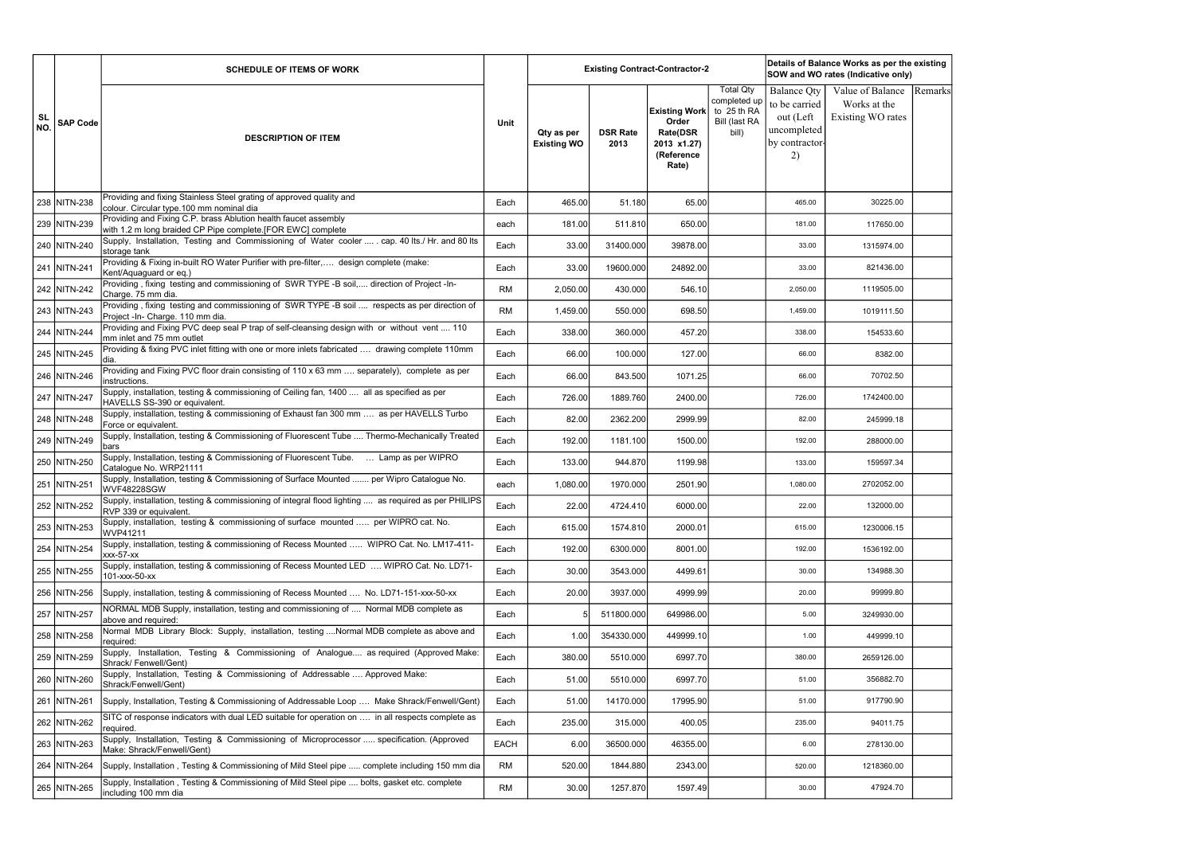| SL NO. | SAP Code | SCHEDULE OF ITEMS OF WORK | Unit | Existing Contract-Contractor-2 | | | | Details of Balance Works as per the existing SOW and WO rates (Indicative only) | | |
|---|---|---|---|---|---|---|---|---|---|---|
| | | DESCRIPTION OF ITEM | | Qty as per Existing WO | DSR Rate 2013 | Existing Work Order Rate(DSR 2013 x1.27) (Reference Rate) | Total Qty completed up to 25 th RA Bill (last RA bill) | Balance Qty to be carried out (Left uncompleted by contractor-2) | Value of Balance Works at the Existing WO rates | Remarks |
| 238 | NITN-238 | Providing and fixing Stainless Steel grating of approved quality and colour. Circular type.100 mm nominal dia | Each | 465.00 | 51.180 | 65.00 | | 465.00 | 30225.00 | |
| 239 | NITN-239 | Providing and Fixing C.P. brass Ablution health faucet assembly with 1.2 m long braided CP Pipe complete.[FOR EWC] complete | each | 181.00 | 511.810 | 650.00 | | 181.00 | 117650.00 | |
| 240 | NITN-240 | Supply, Installation, Testing and Commissioning of Water cooler .... . cap. 40 lts./ Hr. and 80 lts storage tank | Each | 33.00 | 31400.000 | 39878.00 | | 33.00 | 1315974.00 | |
| 241 | NITN-241 | Providing & Fixing in-built RO Water Purifier with pre-filter,.... design complete (make: Kent/Aquaguard or eq.) | Each | 33.00 | 19600.000 | 24892.00 | | 33.00 | 821436.00 | |
| 242 | NITN-242 | Providing , fixing testing and commissioning of SWR TYPE -B soil,.... direction of Project -In-Charge. 75 mm dia. | RM | 2,050.00 | 430.000 | 546.10 | | 2,050.00 | 1119505.00 | |
| 243 | NITN-243 | Providing , fixing testing and commissioning of SWR TYPE -B soil .... respects as per direction of Project -In- Charge. 110 mm dia. | RM | 1,459.00 | 550.000 | 698.50 | | 1,459.00 | 1019111.50 | |
| 244 | NITN-244 | Providing and Fixing PVC deep seal P trap of self-cleansing design with or without vent .... 110 mm inlet and 75 mm outlet | Each | 338.00 | 360.000 | 457.20 | | 338.00 | 154533.60 | |
| 245 | NITN-245 | Providing & fixing PVC inlet fitting with one or more inlets fabricated .... drawing complete 110mm dia. | Each | 66.00 | 100.000 | 127.00 | | 66.00 | 8382.00 | |
| 246 | NITN-246 | Providing and Fixing PVC floor drain consisting of 110 x 63 mm .... separately), complete as per instructions. | Each | 66.00 | 843.500 | 1071.25 | | 66.00 | 70702.50 | |
| 247 | NITN-247 | Supply, installation, testing & commissioning of Ceiling fan, 1400 .... all as specified as per HAVELLS SS-390 or equivalent. | Each | 726.00 | 1889.760 | 2400.00 | | 726.00 | 1742400.00 | |
| 248 | NITN-248 | Supply, installation, testing & commissioning of Exhaust fan 300 mm .... as per HAVELLS Turbo Force or equivalent. | Each | 82.00 | 2362.200 | 2999.99 | | 82.00 | 245999.18 | |
| 249 | NITN-249 | Supply, Installation, testing & Commissioning of Fluorescent Tube .... Thermo-Mechanically Treated bars | Each | 192.00 | 1181.100 | 1500.00 | | 192.00 | 288000.00 | |
| 250 | NITN-250 | Supply, Installation, testing & Commissioning of Fluorescent Tube. ... Lamp as per WIPRO Catalogue No. WRP21111 | Each | 133.00 | 944.870 | 1199.98 | | 133.00 | 159597.34 | |
| 251 | NITN-251 | Supply, Installation, testing & Commissioning of Surface Mounted ....... per Wipro Catalogue No. WVF48228SGW | each | 1,080.00 | 1970.000 | 2501.90 | | 1,080.00 | 2702052.00 | |
| 252 | NITN-252 | Supply, installation, testing & commissioning of integral flood lighting .... as required as per PHILIPS RVP 339 or equivalent. | Each | 22.00 | 4724.410 | 6000.00 | | 22.00 | 132000.00 | |
| 253 | NITN-253 | Supply, installation, testing & commissioning of surface mounted ..... per WIPRO cat. No. WVP41211 | Each | 615.00 | 1574.810 | 2000.01 | | 615.00 | 1230006.15 | |
| 254 | NITN-254 | Supply, installation, testing & commissioning of Recess Mounted ..... WIPRO Cat. No. LM17-411-xxx-57-xx | Each | 192.00 | 6300.000 | 8001.00 | | 192.00 | 1536192.00 | |
| 255 | NITN-255 | Supply, installation, testing & commissioning of Recess Mounted LED .... WIPRO Cat. No. LD71-101-xxx-50-xx | Each | 30.00 | 3543.000 | 4499.61 | | 30.00 | 134988.30 | |
| 256 | NITN-256 | Supply, installation, testing & commissioning of Recess Mounted .... No. LD71-151-xxx-50-xx | Each | 20.00 | 3937.000 | 4999.99 | | 20.00 | 99999.80 | |
| 257 | NITN-257 | NORMAL MDB Supply, installation, testing and commissioning of .... Normal MDB complete as above and required: | Each | 5 | 511800.000 | 649986.00 | | 5.00 | 3249930.00 | |
| 258 | NITN-258 | Normal MDB Library Block: Supply, installation, testing ....Normal MDB complete as above and required: | Each | 1.00 | 354330.000 | 449999.10 | | 1.00 | 449999.10 | |
| 259 | NITN-259 | Supply, Installation, Testing & Commissioning of Analogue.... as required (Approved Make: Shrack/ Fenwell/Gent) | Each | 380.00 | 5510.000 | 6997.70 | | 380.00 | 2659126.00 | |
| 260 | NITN-260 | Supply, Installation, Testing & Commissioning of Addressable .... Approved Make: Shrack/Fenwell/Gent) | Each | 51.00 | 5510.000 | 6997.70 | | 51.00 | 356882.70 | |
| 261 | NITN-261 | Supply, Installation, Testing & Commissioning of Addressable Loop .... Make Shrack/Fenwell/Gent) | Each | 51.00 | 14170.000 | 17995.90 | | 51.00 | 917790.90 | |
| 262 | NITN-262 | SITC of response indicators with dual LED suitable for operation on .... in all respects complete as required. | Each | 235.00 | 315.000 | 400.05 | | 235.00 | 94011.75 | |
| 263 | NITN-263 | Supply, Installation, Testing & Commissioning of Microprocessor ..... specification. (Approved Make: Shrack/Fenwell/Gent) | EACH | 6.00 | 36500.000 | 46355.00 | | 6.00 | 278130.00 | |
| 264 | NITN-264 | Supply, Installation , Testing & Commissioning of Mild Steel pipe ..... complete including 150 mm dia | RM | 520.00 | 1844.880 | 2343.00 | | 520.00 | 1218360.00 | |
| 265 | NITN-265 | Supply, Installation , Testing & Commissioning of Mild Steel pipe .... bolts, gasket etc. complete including 100 mm dia | RM | 30.00 | 1257.870 | 1597.49 | | 30.00 | 47924.70 | |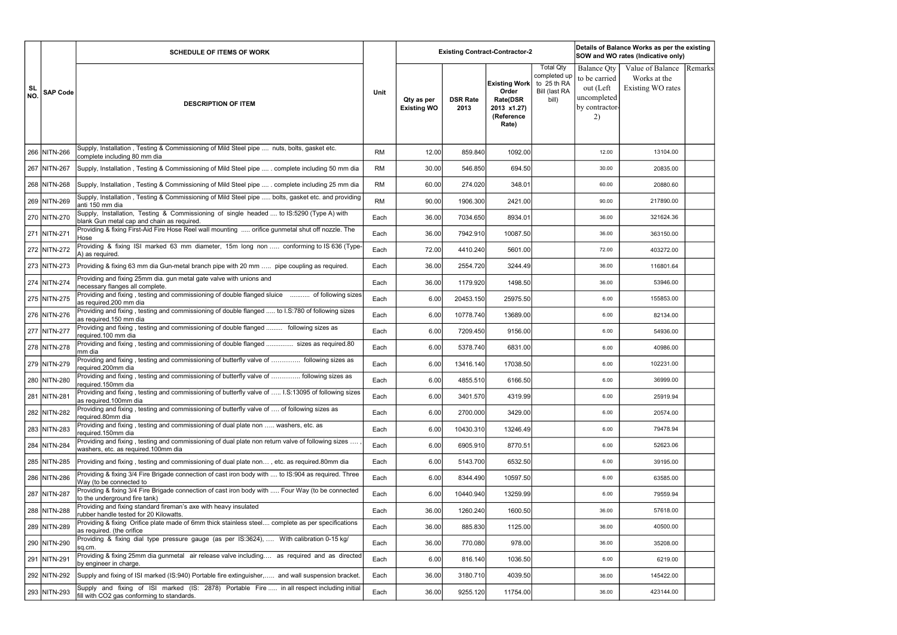| SL NO. | SAP Code | SCHEDULE OF ITEMS OF WORK | Unit | Existing Contract-Contractor-2 | | | | Details of Balance Works as per the existing SOW and WO rates (Indicative only) | | |
|---|---|---|---|---|---|---|---|---|---|---|
| | | DESCRIPTION OF ITEM | | Qty as per Existing WO | DSR Rate 2013 | Existing Work Order Rate(DSR 2013 x1.27) (Reference Rate) | Total Qty completed up to 25 th RA Bill (last RA bill) | Balance Qty to be carried out (Left uncompleted by contractor-2) | Value of Balance Works at the Existing WO rates | Remarks |
| 266 | NITN-266 | Supply, Installation , Testing & Commissioning of Mild Steel pipe .... nuts, bolts, gasket etc. complete including 80 mm dia | RM | 12.00 | 859.840 | 1092.00 | | 12.00 | 13104.00 | |
| 267 | NITN-267 | Supply, Installation , Testing & Commissioning of Mild Steel pipe .... . complete including 50 mm dia | RM | 30.00 | 546.850 | 694.50 | | 30.00 | 20835.00 | |
| 268 | NITN-268 | Supply, Installation , Testing & Commissioning of Mild Steel pipe .... . complete including 25 mm dia | RM | 60.00 | 274.020 | 348.01 | | 60.00 | 20880.60 | |
| 269 | NITN-269 | Supply, Installation , Testing & Commissioning of Mild Steel pipe ..... bolts, gasket etc. and providing anti 150 mm dia | RM | 90.00 | 1906.300 | 2421.00 | | 90.00 | 217890.00 | |
| 270 | NITN-270 | Supply, Installation, Testing & Commissioning of single headed .... to IS:5290 (Type A) with blank Gun metal cap and chain as required. | Each | 36.00 | 7034.650 | 8934.01 | | 36.00 | 321624.36 | |
| 271 | NITN-271 | Providing & fixing First-Aid Fire Hose Reel wall mounting ..... orifice gunmetal shut off nozzle. The Hose | Each | 36.00 | 7942.910 | 10087.50 | | 36.00 | 363150.00 | |
| 272 | NITN-272 | Providing & fixing ISI marked 63 mm diameter, 15m long non ..... conforming to IS 636 (Type-A) as required. | Each | 72.00 | 4410.240 | 5601.00 | | 72.00 | 403272.00 | |
| 273 | NITN-273 | Providing & fixing 63 mm dia Gun-metal branch pipe with 20 mm ..... pipe coupling as required. | Each | 36.00 | 2554.720 | 3244.49 | | 36.00 | 116801.64 | |
| 274 | NITN-274 | Providing and fixing 25mm dia. gun metal gate valve with unions and necessary flanges all complete. | Each | 36.00 | 1179.920 | 1498.50 | | 36.00 | 53946.00 | |
| 275 | NITN-275 | Providing and fixing , testing and commissioning of double flanged sluice ........... of following sizes as required.200 mm dia | Each | 6.00 | 20453.150 | 25975.50 | | 6.00 | 155853.00 | |
| 276 | NITN-276 | Providing and fixing , testing and commissioning of double flanged ..... to I.S:780 of following sizes as required.150 mm dia | Each | 6.00 | 10778.740 | 13689.00 | | 6.00 | 82134.00 | |
| 277 | NITN-277 | Providing and fixing , testing and commissioning of double flanged ......... following sizes as required.100 mm dia | Each | 6.00 | 7209.450 | 9156.00 | | 6.00 | 54936.00 | |
| 278 | NITN-278 | Providing and fixing , testing and commissioning of double flanged ............... sizes as required.80 mm dia | Each | 6.00 | 5378.740 | 6831.00 | | 6.00 | 40986.00 | |
| 279 | NITN-279 | Providing and fixing , testing and commissioning of butterfly valve of .............. following sizes as required.200mm dia | Each | 6.00 | 13416.140 | 17038.50 | | 6.00 | 102231.00 | |
| 280 | NITN-280 | Providing and fixing , testing and commissioning of butterfly valve of .............. following sizes as required.150mm dia | Each | 6.00 | 4855.510 | 6166.50 | | 6.00 | 36999.00 | |
| 281 | NITN-281 | Providing and fixing , testing and commissioning of butterfly valve of ..... I.S:13095 of following sizes as required.100mm dia | Each | 6.00 | 3401.570 | 4319.99 | | 6.00 | 25919.94 | |
| 282 | NITN-282 | Providing and fixing , testing and commissioning of butterfly valve of .... of following sizes as required.80mm dia | Each | 6.00 | 2700.000 | 3429.00 | | 6.00 | 20574.00 | |
| 283 | NITN-283 | Providing and fixing , testing and commissioning of dual plate non ..... washers, etc. as required.150mm dia | Each | 6.00 | 10430.310 | 13246.49 | | 6.00 | 79478.94 | |
| 284 | NITN-284 | Providing and fixing , testing and commissioning of dual plate non return valve of following sizes .... , washers, etc. as required.100mm dia | Each | 6.00 | 6905.910 | 8770.51 | | 6.00 | 52623.06 | |
| 285 | NITN-285 | Providing and fixing , testing and commissioning of dual plate non... , etc. as required.80mm dia | Each | 6.00 | 5143.700 | 6532.50 | | 6.00 | 39195.00 | |
| 286 | NITN-286 | Providing & fixing 3/4 Fire Brigade connection of cast iron body with .... to IS:904 as required. Three Way (to be connected to | Each | 6.00 | 8344.490 | 10597.50 | | 6.00 | 63585.00 | |
| 287 | NITN-287 | Providing & fixing 3/4 Fire Brigade connection of cast iron body with ..... Four Way (to be connected to the underground fire tank) | Each | 6.00 | 10440.940 | 13259.99 | | 6.00 | 79559.94 | |
| 288 | NITN-288 | Providing and fixing standard fireman's axe with heavy insulated rubber handle tested for 20 Kilowatts. | Each | 36.00 | 1260.240 | 1600.50 | | 36.00 | 57618.00 | |
| 289 | NITN-289 | Providing & fixing Orifice plate made of 6mm thick stainless steel.... complete as per specifications as required. (the orifice | Each | 36.00 | 885.830 | 1125.00 | | 36.00 | 40500.00 | |
| 290 | NITN-290 | Providing & fixing dial type pressure gauge (as per IS:3624), .... With calibration 0-15 kg/ sq.cm. | Each | 36.00 | 770.080 | 978.00 | | 36.00 | 35208.00 | |
| 291 | NITN-291 | Providing & fixing 25mm dia gunmetal air release valve including.... as required and as directed by engineer in charge. | Each | 6.00 | 816.140 | 1036.50 | | 6.00 | 6219.00 | |
| 292 | NITN-292 | Supply and fixing of ISI marked (IS:940) Portable fire extinguisher,..... and wall suspension bracket. | Each | 36.00 | 3180.710 | 4039.50 | | 36.00 | 145422.00 | |
| 293 | NITN-293 | Supply and fixing of ISI marked (IS: 2878) Portable Fire ..... in all respect including initial fill with CO2 gas conforming to standards. | Each | 36.00 | 9255.120 | 11754.00 | | 36.00 | 423144.00 | |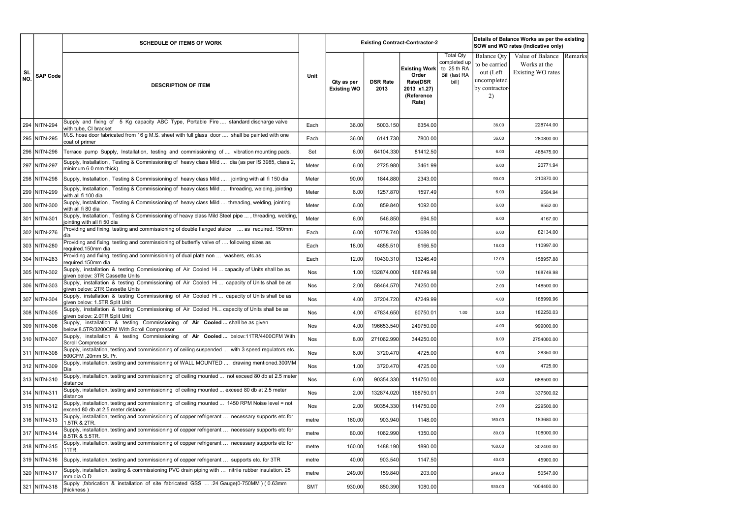| SL NO. | SAP Code | SCHEDULE OF ITEMS OF WORK | Unit | Existing Contract-Contractor-2 | | | | Details of Balance Works as per the existing SOW and WO rates (Indicative only) | | |
|---|---|---|---|---|---|---|---|---|---|---|
| | | DESCRIPTION OF ITEM | | Qty as per Existing WO | DSR Rate 2013 | Existing Work Order Rate(DSR 2013 x1.27) (Reference Rate) | Total Qty completed up to 25 th RA Bill (last RA bill) | Balance Qty to be carried out (Left uncompleted by contractor-2) | Value of Balance Works at the Existing WO rates | Remarks |
| 294 | NITN-294 | Supply and fixing of 5 Kg capacity ABC Type, Portable Fire .... standard discharge valve with tube, CI bracket | Each | 36.00 | 5003.150 | 6354.00 | | 36.00 | 228744.00 | |
| 295 | NITN-295 | M.S. hose door fabricated from 16 g M.S. sheet with full glass door .... shall be painted with one coat of primer | Each | 36.00 | 6141.730 | 7800.00 | | 36.00 | 280800.00 | |
| 296 | NITN-296 | Terrace pump Supply, Installation, testing and commissioning of .... vibration mounting pads. | Set | 6.00 | 64104.330 | 81412.50 | | 6.00 | 488475.00 | |
| 297 | NITN-297 | Supply, Installation , Testing & Commissioning of heavy class Mild .... dia (as per IS:3985, class 2, minimum 6.0 mm thick) | Meter | 6.00 | 2725.980 | 3461.99 | | 6.00 | 20771.94 | |
| 298 | NITN-298 | Supply, Installation , Testing & Commissioning of heavy class Mild .... , jointing with all fi 150 dia | Meter | 90.00 | 1844.880 | 2343.00 | | 90.00 | 210870.00 | |
| 299 | NITN-299 | Supply, Installation , Testing & Commissioning of heavy class Mild .... threading, welding, jointing with all fi 100 dia | Meter | 6.00 | 1257.870 | 1597.49 | | 6.00 | 9584.94 | |
| 300 | NITN-300 | Supply, Installation , Testing & Commissioning of heavy class Mild .... threading, welding, jointing with all fi 80 dia | Meter | 6.00 | 859.840 | 1092.00 | | 6.00 | 6552.00 | |
| 301 | NITN-301 | Supply, Installation , Testing & Commissioning of heavy class Mild Steel pipe ... , threading, welding, jointing with all fi 50 dia | Meter | 6.00 | 546.850 | 694.50 | | 6.00 | 4167.00 | |
| 302 | NITN-276 | Providing and fixing, testing and commissioning of double flanged sluice .... as required. 150mm dia | Each | 6.00 | 10778.740 | 13689.00 | | 6.00 | 82134.00 | |
| 303 | NITN-280 | Providing and fixing, testing and commissioning of butterfly valve of …. following sizes as required.150mm dia | Each | 18.00 | 4855.510 | 6166.50 | | 18.00 | 110997.00 | |
| 304 | NITN-283 | Providing and fixing, testing and commissioning of dual plate non … washers, etc.as required.150mm dia | Each | 12.00 | 10430.310 | 13246.49 | | 12.00 | 158957.88 | |
| 305 | NITN-302 | Supply, installation & testing Commissioning of Air Cooled Hi ... capacity of Units shall be as given below: 3TR Cassette Units | Nos | 1.00 | 132874.000 | 168749.98 | | 1.00 | 168749.98 | |
| 306 | NITN-303 | Supply, installation & testing Commissioning of Air Cooled Hi ... capacity of Units shall be as given below: 2TR Cassette Units | Nos | 2.00 | 58464.570 | 74250.00 | | 2.00 | 148500.00 | |
| 307 | NITN-304 | Supply, installation & testing Commissioning of Air Cooled Hi ... capacity of Units shall be as given below: 1.5TR Split Unit | Nos | 4.00 | 37204.720 | 47249.99 | | 4.00 | 188999.96 | |
| 308 | NITN-305 | Supply, installation & testing Commissioning of Air Cooled Hi... capacity of Units shall be as given below: 2.0TR Split Unit | Nos | 4.00 | 47834.650 | 60750.01 | 1.00 | 3.00 | 182250.03 | |
| 309 | NITN-306 | Supply, installation & testing Commissioning of **Air Cooled ...** shall be as given below:8.5TR/3200CFM With Scroll Compressor | Nos | 4.00 | 196653.540 | 249750.00 | | 4.00 | 999000.00 | |
| 310 | NITN-307 | Supply, installation & testing Commissioning of **Air Cooled ...** below:11TR/4400CFM With Scroll Compressor | Nos | 8.00 | 271062.990 | 344250.00 | | 8.00 | 2754000.00 | |
| 311 | NITN-308 | Supply, installation, testing and commissioning of ceiling suspended ... with 3 speed regulators etc. 500CFM ,20mm St. Pr. | Nos | 6.00 | 3720.470 | 4725.00 | | 6.00 | 28350.00 | |
| 312 | NITN-309 | Supply, installation, testing and commissioning of WALL MOUNTED .... drawing mentioned.300MM Dia | Nos | 1.00 | 3720.470 | 4725.00 | | 1.00 | 4725.00 | |
| 313 | NITN-310 | Supply, installation, testing and commissioning of ceiling mounted ... not exceed 80 db at 2.5 meter distance | Nos | 6.00 | 90354.330 | 114750.00 | | 6.00 | 688500.00 | |
| 314 | NITN-311 | Supply, installation, testing and commissioning of ceiling mounted ... exceed 80 db at 2.5 meter distance | Nos | 2.00 | 132874.020 | 168750.01 | | 2.00 | 337500.02 | |
| 315 | NITN-312 | Supply, installation, testing and commissioning of ceiling mounted ... 1450 RPM Noise level = not exceed 80 db at 2.5 meter distance | Nos | 2.00 | 90354.330 | 114750.00 | | 2.00 | 229500.00 | |
| 316 | NITN-313 | Supply, installation, testing and commissioning of copper refrigerant … necessary supports etc for 1.5TR & 2TR. | metre | 160.00 | 903.940 | 1148.00 | | 160.00 | 183680.00 | |
| 317 | NITN-314 | Supply, installation, testing and commissioning of copper refrigerant … necessary supports etc for 8.5TR & 5.5TR. | metre | 80.00 | 1062.990 | 1350.00 | | 80.00 | 108000.00 | |
| 318 | NITN-315 | Supply, installation, testing and commissioning of copper refrigerant … necessary supports etc for 11TR. | metre | 160.00 | 1488.190 | 1890.00 | | 160.00 | 302400.00 | |
| 319 | NITN-316 | Supply, installation, testing and commissioning of copper refrigerant … supports etc. for 3TR | metre | 40.00 | 903.540 | 1147.50 | | 40.00 | 45900.00 | |
| 320 | NITN-317 | Supply, installation, testing & commissioning PVC drain piping with … nitrile rubber insulation. 25 mm dia O.D | metre | 249.00 | 159.840 | 203.00 | | 249.00 | 50547.00 | |
| 321 | NITN-318 | Supply ,fabrication & installation of site fabricated GSS … .24 Gauge(0-750MM ) ( 0.63mm thickness ) | SMT | 930.00 | 850.390 | 1080.00 | | 930.00 | 1004400.00 | |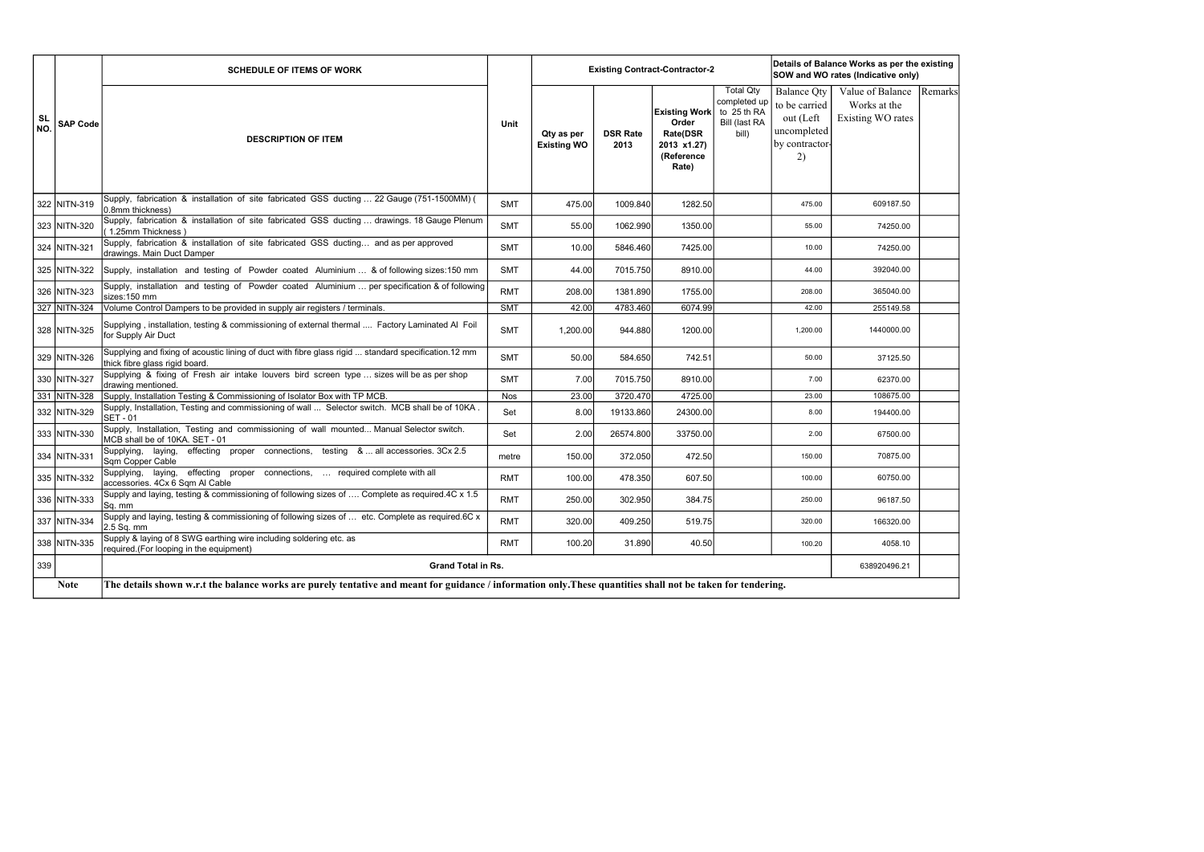| SL NO. | SAP Code | SCHEDULE OF ITEMS OF WORK | Unit | Existing Contract-Contractor-2 | | | | Details of Balance Works as per the existing SOW and WO rates (Indicative only) | | |
|---|---|---|---|---|---|---|---|---|---|---|
| | | DESCRIPTION OF ITEM | | Qty as per Existing WO | DSR Rate 2013 | Existing Work Order Rate(DSR 2013 x1.27) (Reference Rate) | Total Qty completed up to 25 th RA Bill (last RA bill) | Balance Qty to be carried out (Left uncompleted by contractor-2) | Value of Balance Works at the Existing WO rates | Remarks |
| 322 | NITN-319 | Supply, fabrication & installation of site fabricated GSS ducting … 22 Gauge (751-1500MM) ( 0.8mm thickness) | SMT | 475.00 | 1009.840 | 1282.50 | | 475.00 | 609187.50 | |
| 323 | NITN-320 | Supply, fabrication & installation of site fabricated GSS ducting … drawings. 18 Gauge Plenum ( 1.25mm Thickness ) | SMT | 55.00 | 1062.990 | 1350.00 | | 55.00 | 74250.00 | |
| 324 | NITN-321 | Supply, fabrication & installation of site fabricated GSS ducting… and as per approved drawings. Main Duct Damper | SMT | 10.00 | 5846.460 | 7425.00 | | 10.00 | 74250.00 | |
| 325 | NITN-322 | Supply, installation and testing of Powder coated Aluminium … & of following sizes:150 mm | SMT | 44.00 | 7015.750 | 8910.00 | | 44.00 | 392040.00 | |
| 326 | NITN-323 | Supply, installation and testing of Powder coated Aluminium … per specification & of following sizes:150 mm | RMT | 208.00 | 1381.890 | 1755.00 | | 208.00 | 365040.00 | |
| 327 | NITN-324 | Volume Control Dampers to be provided in supply air registers / terminals. | SMT | 42.00 | 4783.460 | 6074.99 | | 42.00 | 255149.58 | |
| 328 | NITN-325 | Supplying , installation, testing & commissioning of external thermal .... Factory Laminated Al Foil for Supply Air Duct | SMT | 1,200.00 | 944.880 | 1200.00 | | 1,200.00 | 1440000.00 | |
| 329 | NITN-326 | Supplying and fixing of acoustic lining of duct with fibre glass rigid ... standard specification.12 mm thick fibre glass rigid board. | SMT | 50.00 | 584.650 | 742.51 | | 50.00 | 37125.50 | |
| 330 | NITN-327 | Supplying & fixing of Fresh air intake louvers bird screen type … sizes will be as per shop drawing mentioned. | SMT | 7.00 | 7015.750 | 8910.00 | | 7.00 | 62370.00 | |
| 331 | NITN-328 | Supply, Installation Testing & Commissioning of Isolator Box with TP MCB. | Nos | 23.00 | 3720.470 | 4725.00 | | 23.00 | 108675.00 | |
| 332 | NITN-329 | Supply, Installation, Testing and commissioning of wall ... Selector switch. MCB shall be of 10KA . SET - 01 | Set | 8.00 | 19133.860 | 24300.00 | | 8.00 | 194400.00 | |
| 333 | NITN-330 | Supply, Installation, Testing and commissioning of wall mounted... Manual Selector switch. MCB shall be of 10KA. SET - 01 | Set | 2.00 | 26574.800 | 33750.00 | | 2.00 | 67500.00 | |
| 334 | NITN-331 | Supplying, laying, effecting proper connections, testing & ... all accessories. 3Cx 2.5 Sqm Copper Cable | metre | 150.00 | 372.050 | 472.50 | | 150.00 | 70875.00 | |
| 335 | NITN-332 | Supplying, laying, effecting proper connections, … required complete with all accessories. 4Cx 6 Sqm Al Cable | RMT | 100.00 | 478.350 | 607.50 | | 100.00 | 60750.00 | |
| 336 | NITN-333 | Supply and laying, testing & commissioning of following sizes of …. Complete as required.4C x 1.5 Sq. mm | RMT | 250.00 | 302.950 | 384.75 | | 250.00 | 96187.50 | |
| 337 | NITN-334 | Supply and laying, testing & commissioning of following sizes of … etc. Complete as required.6C x 2.5 Sq. mm | RMT | 320.00 | 409.250 | 519.75 | | 320.00 | 166320.00 | |
| 338 | NITN-335 | Supply & laying of 8 SWG earthing wire including soldering etc. as required.(For looping in the equipment) | RMT | 100.20 | 31.890 | 40.50 | | 100.20 | 4058.10 | |
| 339 | | **Grand Total in Rs.** | | | | | | | 638920496.21 | |
| **Note** | | **The details shown w.r.t the balance works are purely tentative and meant for guidance / information only.These quantities shall not be taken for tendering.** | | | | | | | | |